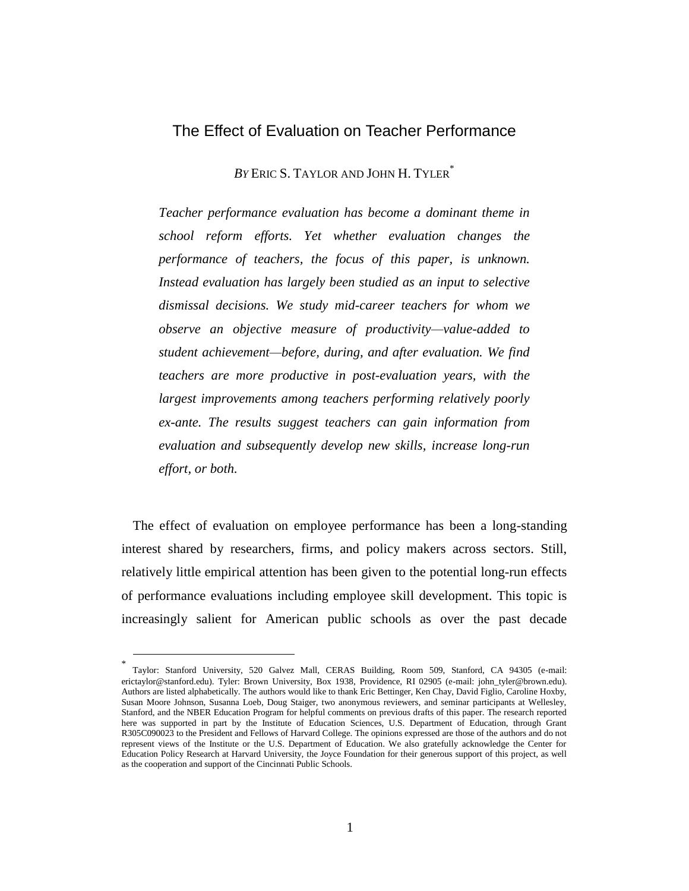# The Effect of Evaluation on Teacher Performance

*By* Eric S. Taylor and John H. Tyler[*]

*Teacher performance evaluation has become a dominant theme in school reform efforts. Yet whether evaluation changes the performance of teachers, the focus of this paper, is unknown. Instead evaluation has largely been studied as an input to selective dismissal decisions. We study mid-career teachers for whom we observe an objective measure of productivity—value-added to student achievement—before, during, and after evaluation. We find teachers are more productive in post-evaluation years, with the largest improvements among teachers performing relatively poorly ex-ante. The results suggest teachers can gain information from evaluation and subsequently develop new skills, increase long-run effort, or both.*

The effect of evaluation on employee performance has been a long-standing interest shared by researchers, firms, and policy makers across sectors. Still, relatively little empirical attention has been given to the potential long-run effects of performance evaluations including employee skill development. This topic is increasingly salient for American public schools as over the past decade

---

[*] Taylor: Stanford University, 520 Galvez Mall, CERAS Building, Room 509, Stanford, CA 94305 (e-mail: erictaylor@stanford.edu). Tyler: Brown University, Box 1938, Providence, RI 02905 (e-mail: john_tyler@brown.edu). Authors are listed alphabetically. The authors would like to thank Eric Bettinger, Ken Chay, David Figlio, Caroline Hoxby, Susan Moore Johnson, Susanna Loeb, Doug Staiger, two anonymous reviewers, and seminar participants at Wellesley, Stanford, and the NBER Education Program for helpful comments on previous drafts of this paper. The research reported here was supported in part by the Institute of Education Sciences, U.S. Department of Education, through Grant R305C090023 to the President and Fellows of Harvard College. The opinions expressed are those of the authors and do not represent views of the Institute or the U.S. Department of Education. We also gratefully acknowledge the Center for Education Policy Research at Harvard University, the Joyce Foundation for their generous support of this project, as well as the cooperation and support of the Cincinnati Public Schools.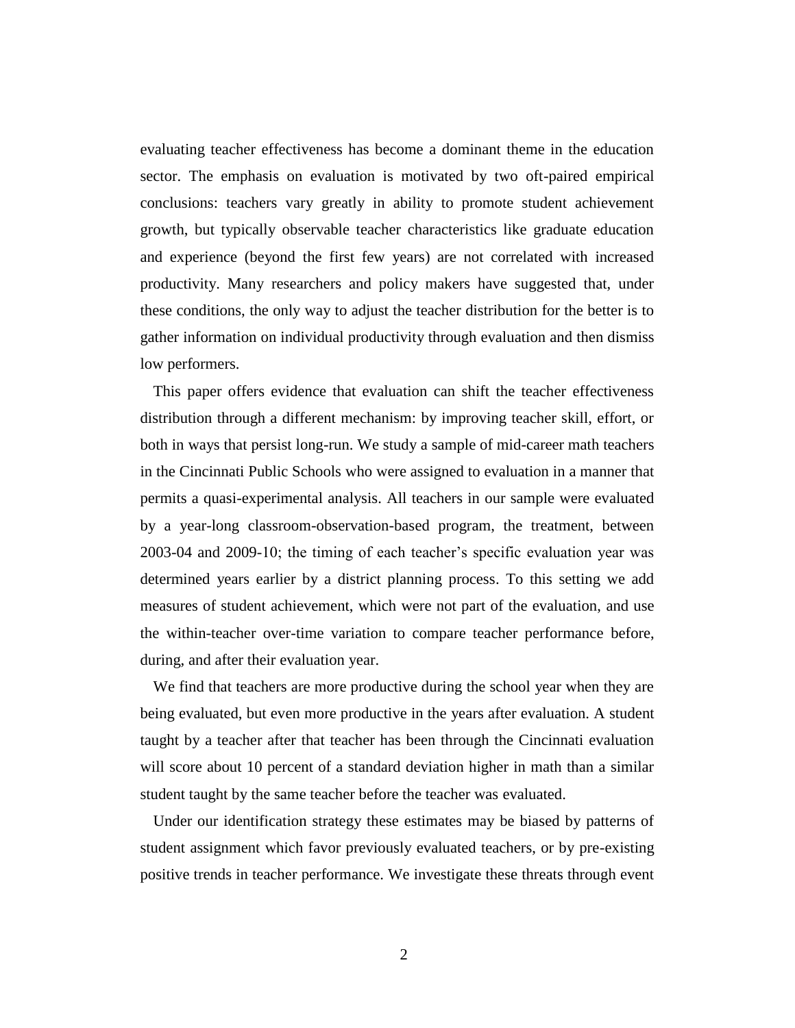evaluating teacher effectiveness has become a dominant theme in the education sector. The emphasis on evaluation is motivated by two oft-paired empirical conclusions: teachers vary greatly in ability to promote student achievement growth, but typically observable teacher characteristics like graduate education and experience (beyond the first few years) are not correlated with increased productivity. Many researchers and policy makers have suggested that, under these conditions, the only way to adjust the teacher distribution for the better is to gather information on individual productivity through evaluation and then dismiss low performers.

This paper offers evidence that evaluation can shift the teacher effectiveness distribution through a different mechanism: by improving teacher skill, effort, or both in ways that persist long-run. We study a sample of mid-career math teachers in the Cincinnati Public Schools who were assigned to evaluation in a manner that permits a quasi-experimental analysis. All teachers in our sample were evaluated by a year-long classroom-observation-based program, the treatment, between 2003-04 and 2009-10; the timing of each teacher's specific evaluation year was determined years earlier by a district planning process. To this setting we add measures of student achievement, which were not part of the evaluation, and use the within-teacher over-time variation to compare teacher performance before, during, and after their evaluation year.

We find that teachers are more productive during the school year when they are being evaluated, but even more productive in the years after evaluation. A student taught by a teacher after that teacher has been through the Cincinnati evaluation will score about 10 percent of a standard deviation higher in math than a similar student taught by the same teacher before the teacher was evaluated.

Under our identification strategy these estimates may be biased by patterns of student assignment which favor previously evaluated teachers, or by pre-existing positive trends in teacher performance. We investigate these threats through event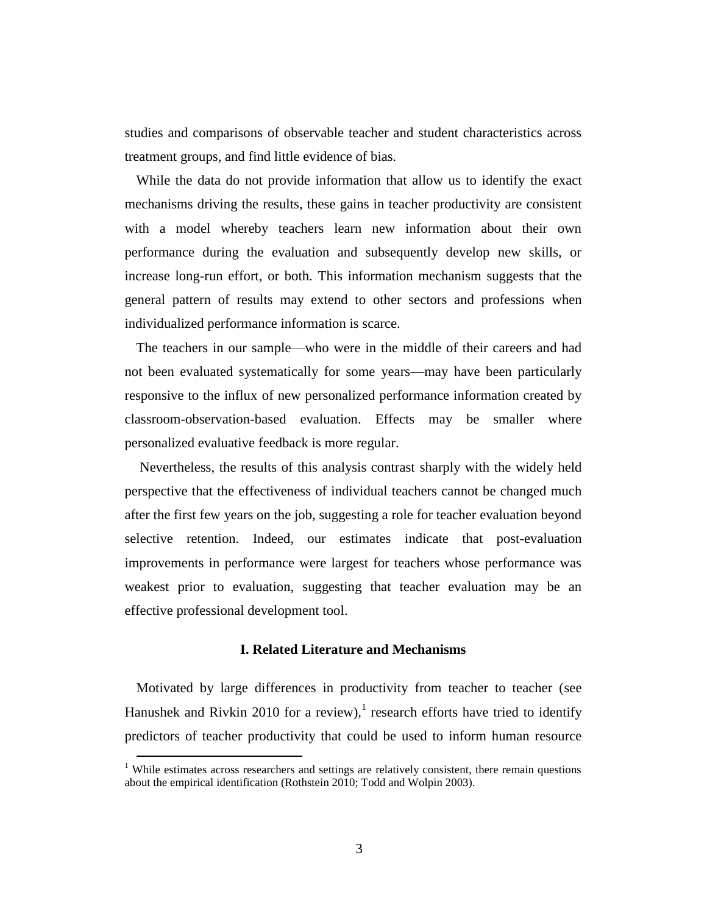studies and comparisons of observable teacher and student characteristics across treatment groups, and find little evidence of bias.

While the data do not provide information that allow us to identify the exact mechanisms driving the results, these gains in teacher productivity are consistent with a model whereby teachers learn new information about their own performance during the evaluation and subsequently develop new skills, or increase long-run effort, or both. This information mechanism suggests that the general pattern of results may extend to other sectors and professions when individualized performance information is scarce.

The teachers in our sample—who were in the middle of their careers and had not been evaluated systematically for some years—may have been particularly responsive to the influx of new personalized performance information created by classroom-observation-based evaluation. Effects may be smaller where personalized evaluative feedback is more regular.

Nevertheless, the results of this analysis contrast sharply with the widely held perspective that the effectiveness of individual teachers cannot be changed much after the first few years on the job, suggesting a role for teacher evaluation beyond selective retention. Indeed, our estimates indicate that post-evaluation improvements in performance were largest for teachers whose performance was weakest prior to evaluation, suggesting that teacher evaluation may be an effective professional development tool.

## I. Related Literature and Mechanisms

Motivated by large differences in productivity from teacher to teacher (see Hanushek and Rivkin 2010 for a review),[1] research efforts have tried to identify predictors of teacher productivity that could be used to inform human resource

[1] While estimates across researchers and settings are relatively consistent, there remain questions about the empirical identification (Rothstein 2010; Todd and Wolpin 2003).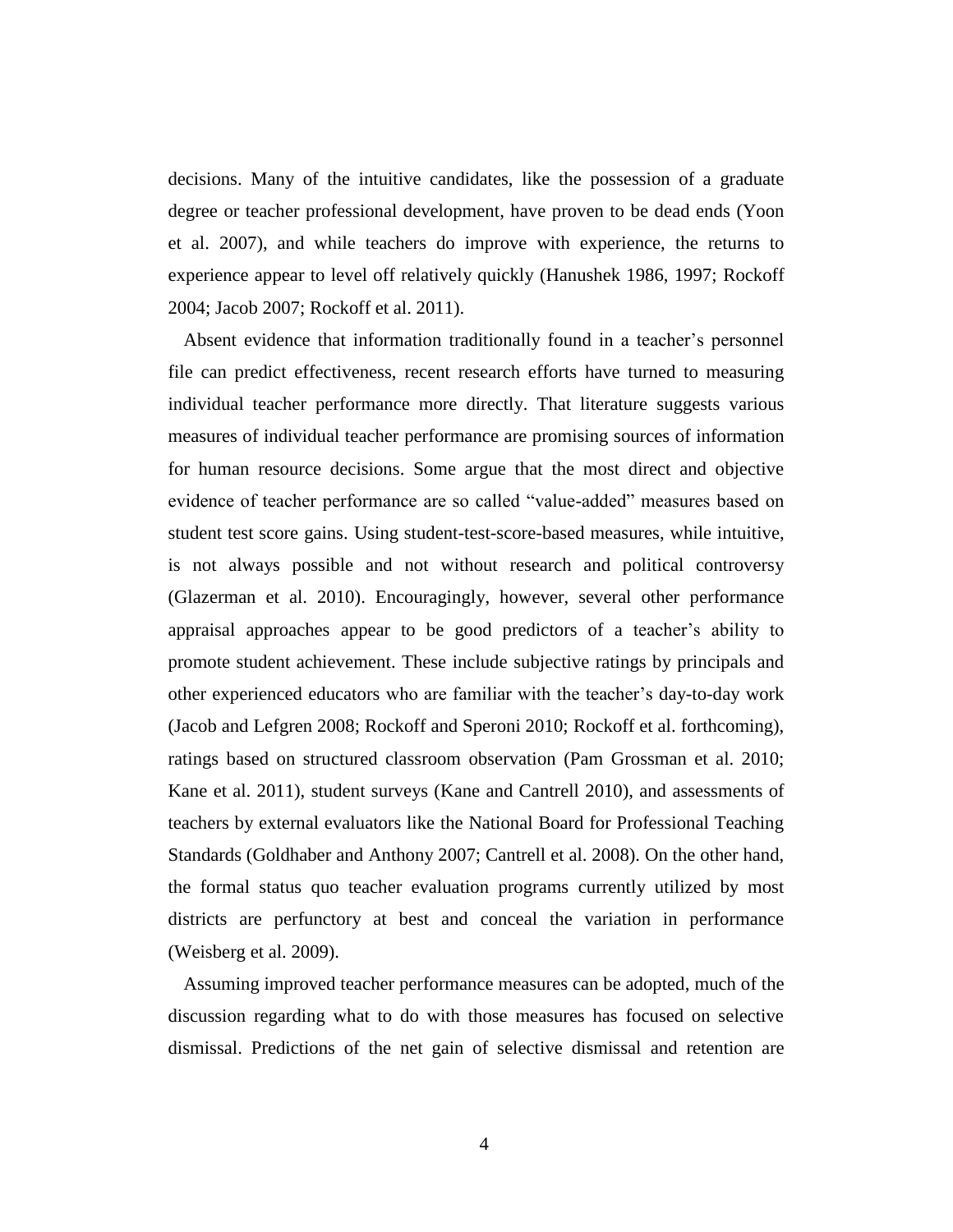decisions. Many of the intuitive candidates, like the possession of a graduate degree or teacher professional development, have proven to be dead ends (Yoon et al. 2007), and while teachers do improve with experience, the returns to experience appear to level off relatively quickly (Hanushek 1986, 1997; Rockoff 2004; Jacob 2007; Rockoff et al. 2011).

Absent evidence that information traditionally found in a teacher's personnel file can predict effectiveness, recent research efforts have turned to measuring individual teacher performance more directly. That literature suggests various measures of individual teacher performance are promising sources of information for human resource decisions. Some argue that the most direct and objective evidence of teacher performance are so called "value-added" measures based on student test score gains. Using student-test-score-based measures, while intuitive, is not always possible and not without research and political controversy (Glazerman et al. 2010). Encouragingly, however, several other performance appraisal approaches appear to be good predictors of a teacher's ability to promote student achievement. These include subjective ratings by principals and other experienced educators who are familiar with the teacher's day-to-day work (Jacob and Lefgren 2008; Rockoff and Speroni 2010; Rockoff et al. forthcoming), ratings based on structured classroom observation (Pam Grossman et al. 2010; Kane et al. 2011), student surveys (Kane and Cantrell 2010), and assessments of teachers by external evaluators like the National Board for Professional Teaching Standards (Goldhaber and Anthony 2007; Cantrell et al. 2008). On the other hand, the formal status quo teacher evaluation programs currently utilized by most districts are perfunctory at best and conceal the variation in performance (Weisberg et al. 2009).

Assuming improved teacher performance measures can be adopted, much of the discussion regarding what to do with those measures has focused on selective dismissal. Predictions of the net gain of selective dismissal and retention are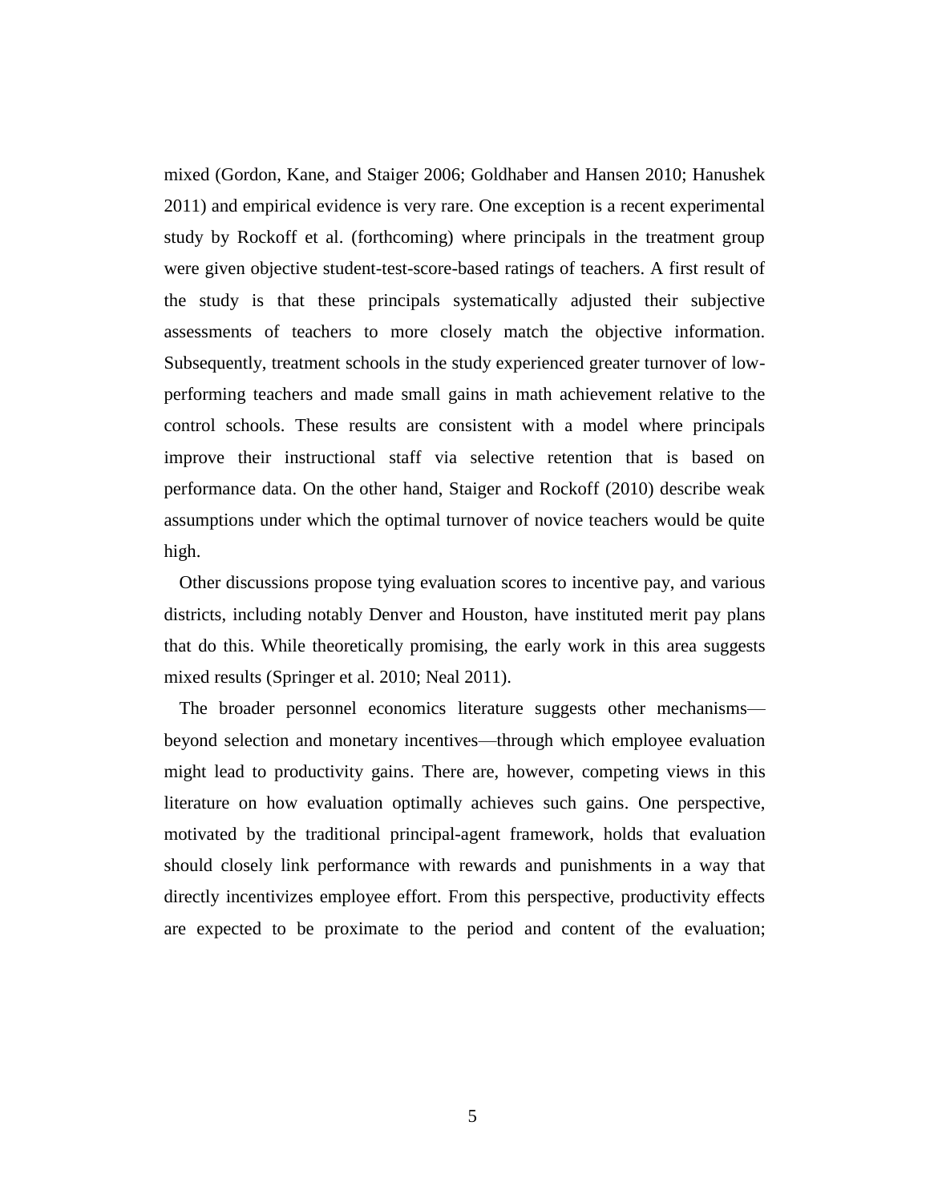mixed (Gordon, Kane, and Staiger 2006; Goldhaber and Hansen 2010; Hanushek 2011) and empirical evidence is very rare. One exception is a recent experimental study by Rockoff et al. (forthcoming) where principals in the treatment group were given objective student-test-score-based ratings of teachers. A first result of the study is that these principals systematically adjusted their subjective assessments of teachers to more closely match the objective information. Subsequently, treatment schools in the study experienced greater turnover of low-performing teachers and made small gains in math achievement relative to the control schools. These results are consistent with a model where principals improve their instructional staff via selective retention that is based on performance data. On the other hand, Staiger and Rockoff (2010) describe weak assumptions under which the optimal turnover of novice teachers would be quite high.

Other discussions propose tying evaluation scores to incentive pay, and various districts, including notably Denver and Houston, have instituted merit pay plans that do this. While theoretically promising, the early work in this area suggests mixed results (Springer et al. 2010; Neal 2011).

The broader personnel economics literature suggests other mechanisms—beyond selection and monetary incentives—through which employee evaluation might lead to productivity gains. There are, however, competing views in this literature on how evaluation optimally achieves such gains. One perspective, motivated by the traditional principal-agent framework, holds that evaluation should closely link performance with rewards and punishments in a way that directly incentivizes employee effort. From this perspective, productivity effects are expected to be proximate to the period and content of the evaluation;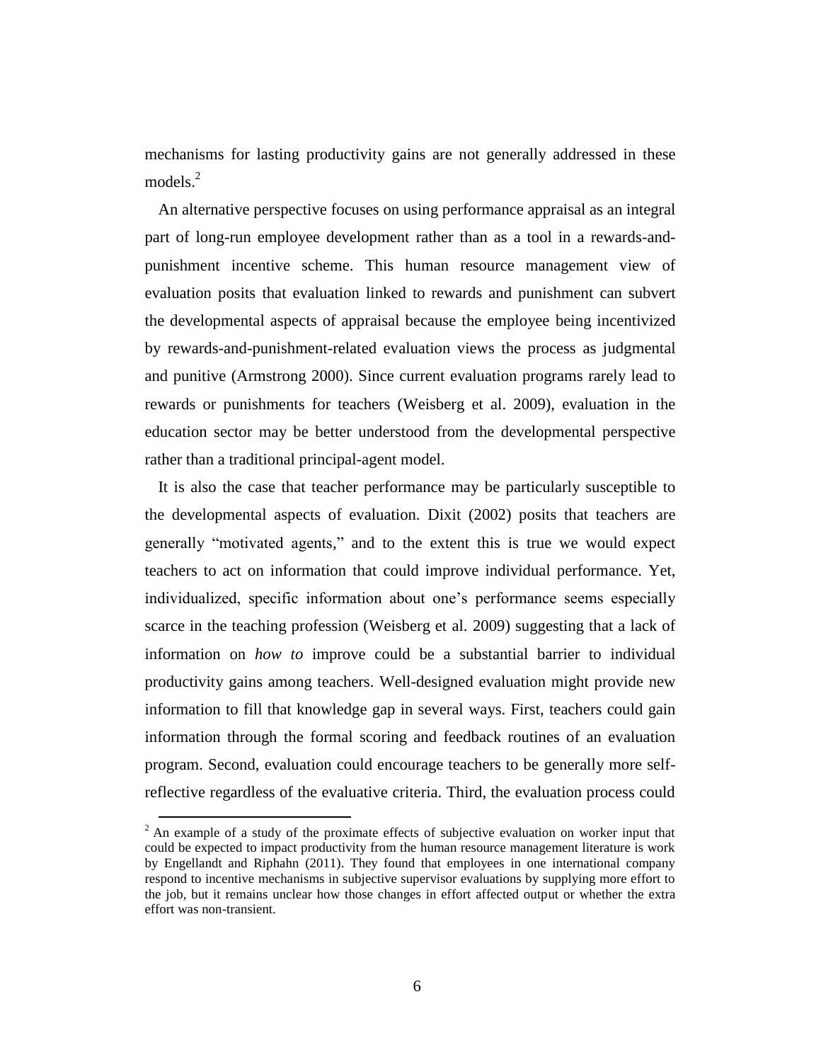mechanisms for lasting productivity gains are not generally addressed in these models.[2]

An alternative perspective focuses on using performance appraisal as an integral part of long-run employee development rather than as a tool in a rewards-and-punishment incentive scheme. This human resource management view of evaluation posits that evaluation linked to rewards and punishment can subvert the developmental aspects of appraisal because the employee being incentivized by rewards-and-punishment-related evaluation views the process as judgmental and punitive (Armstrong 2000). Since current evaluation programs rarely lead to rewards or punishments for teachers (Weisberg et al. 2009), evaluation in the education sector may be better understood from the developmental perspective rather than a traditional principal-agent model.

It is also the case that teacher performance may be particularly susceptible to the developmental aspects of evaluation. Dixit (2002) posits that teachers are generally "motivated agents," and to the extent this is true we would expect teachers to act on information that could improve individual performance. Yet, individualized, specific information about one's performance seems especially scarce in the teaching profession (Weisberg et al. 2009) suggesting that a lack of information on *how to* improve could be a substantial barrier to individual productivity gains among teachers. Well-designed evaluation might provide new information to fill that knowledge gap in several ways. First, teachers could gain information through the formal scoring and feedback routines of an evaluation program. Second, evaluation could encourage teachers to be generally more self-reflective regardless of the evaluative criteria. Third, the evaluation process could

[2] An example of a study of the proximate effects of subjective evaluation on worker input that could be expected to impact productivity from the human resource management literature is work by Engellandt and Riphahn (2011). They found that employees in one international company respond to incentive mechanisms in subjective supervisor evaluations by supplying more effort to the job, but it remains unclear how those changes in effort affected output or whether the extra effort was non-transient.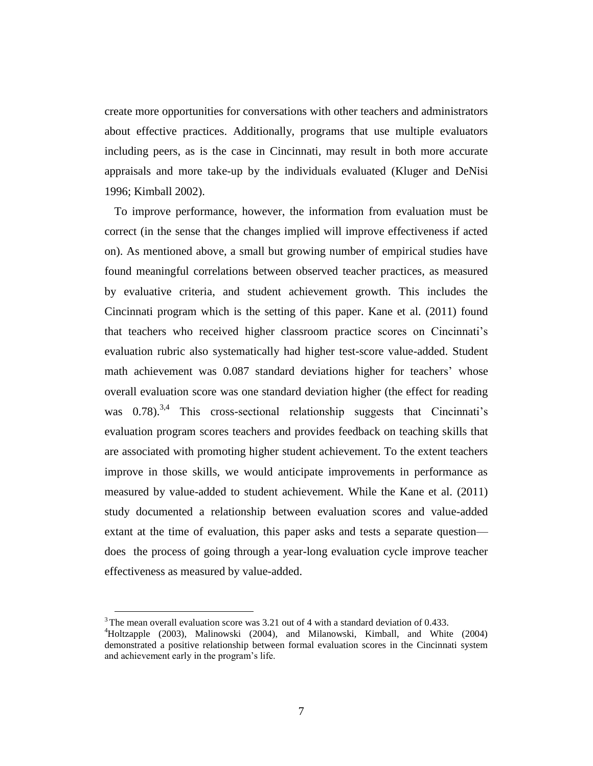create more opportunities for conversations with other teachers and administrators about effective practices. Additionally, programs that use multiple evaluators including peers, as is the case in Cincinnati, may result in both more accurate appraisals and more take-up by the individuals evaluated (Kluger and DeNisi 1996; Kimball 2002).

To improve performance, however, the information from evaluation must be correct (in the sense that the changes implied will improve effectiveness if acted on). As mentioned above, a small but growing number of empirical studies have found meaningful correlations between observed teacher practices, as measured by evaluative criteria, and student achievement growth. This includes the Cincinnati program which is the setting of this paper. Kane et al. (2011) found that teachers who received higher classroom practice scores on Cincinnati's evaluation rubric also systematically had higher test-score value-added. Student math achievement was 0.087 standard deviations higher for teachers' whose overall evaluation score was one standard deviation higher (the effect for reading was 0.78).[3,4] This cross-sectional relationship suggests that Cincinnati's evaluation program scores teachers and provides feedback on teaching skills that are associated with promoting higher student achievement. To the extent teachers improve in those skills, we would anticipate improvements in performance as measured by value-added to student achievement. While the Kane et al. (2011) study documented a relationship between evaluation scores and value-added extant at the time of evaluation, this paper asks and tests a separate question—does the process of going through a year-long evaluation cycle improve teacher effectiveness as measured by value-added.

[3] The mean overall evaluation score was 3.21 out of 4 with a standard deviation of 0.433.

[4] Holtzapple (2003), Malinowski (2004), and Milanowski, Kimball, and White (2004) demonstrated a positive relationship between formal evaluation scores in the Cincinnati system and achievement early in the program's life.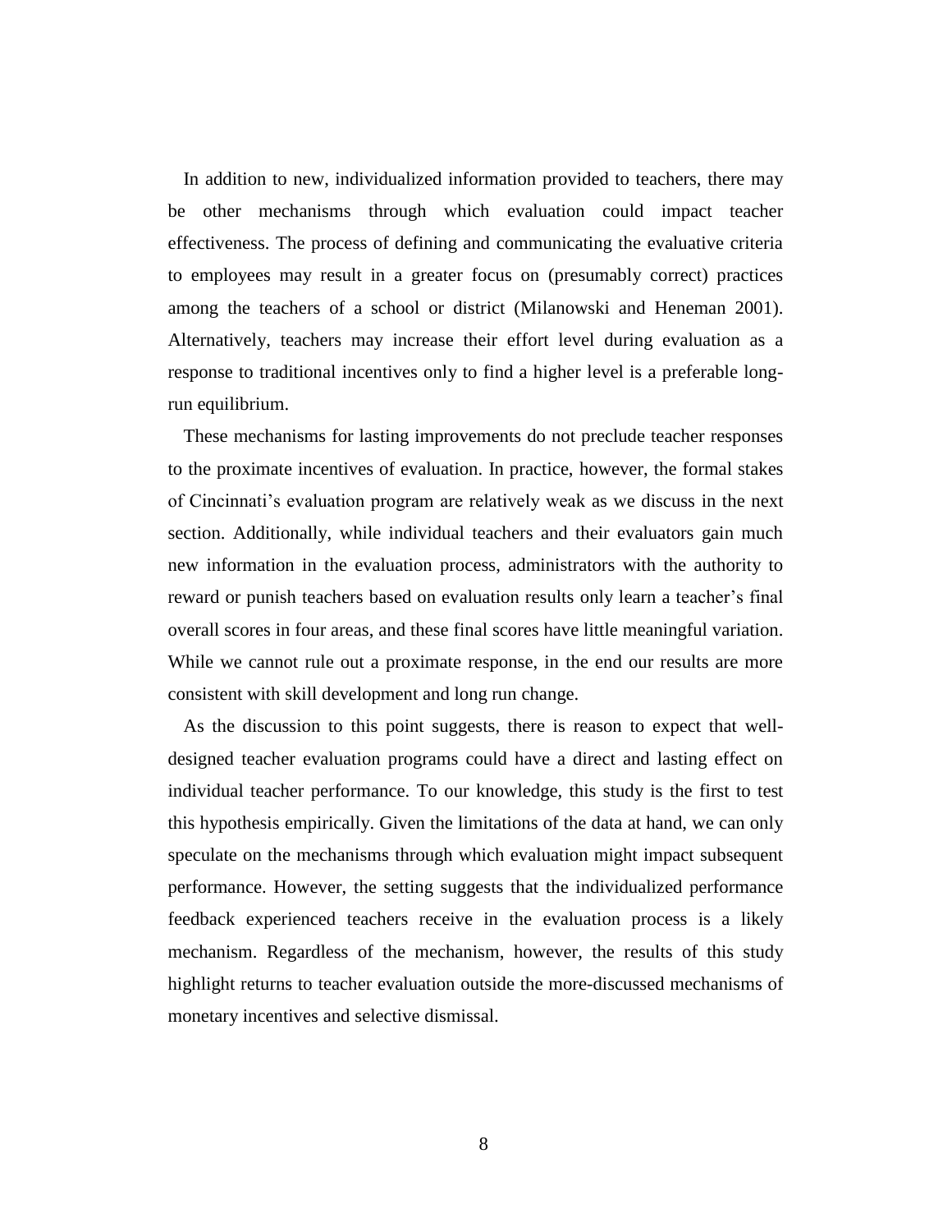In addition to new, individualized information provided to teachers, there may be other mechanisms through which evaluation could impact teacher effectiveness. The process of defining and communicating the evaluative criteria to employees may result in a greater focus on (presumably correct) practices among the teachers of a school or district (Milanowski and Heneman 2001). Alternatively, teachers may increase their effort level during evaluation as a response to traditional incentives only to find a higher level is a preferable long-run equilibrium.

These mechanisms for lasting improvements do not preclude teacher responses to the proximate incentives of evaluation. In practice, however, the formal stakes of Cincinnati's evaluation program are relatively weak as we discuss in the next section. Additionally, while individual teachers and their evaluators gain much new information in the evaluation process, administrators with the authority to reward or punish teachers based on evaluation results only learn a teacher's final overall scores in four areas, and these final scores have little meaningful variation. While we cannot rule out a proximate response, in the end our results are more consistent with skill development and long run change.

As the discussion to this point suggests, there is reason to expect that well-designed teacher evaluation programs could have a direct and lasting effect on individual teacher performance. To our knowledge, this study is the first to test this hypothesis empirically. Given the limitations of the data at hand, we can only speculate on the mechanisms through which evaluation might impact subsequent performance. However, the setting suggests that the individualized performance feedback experienced teachers receive in the evaluation process is a likely mechanism. Regardless of the mechanism, however, the results of this study highlight returns to teacher evaluation outside the more-discussed mechanisms of monetary incentives and selective dismissal.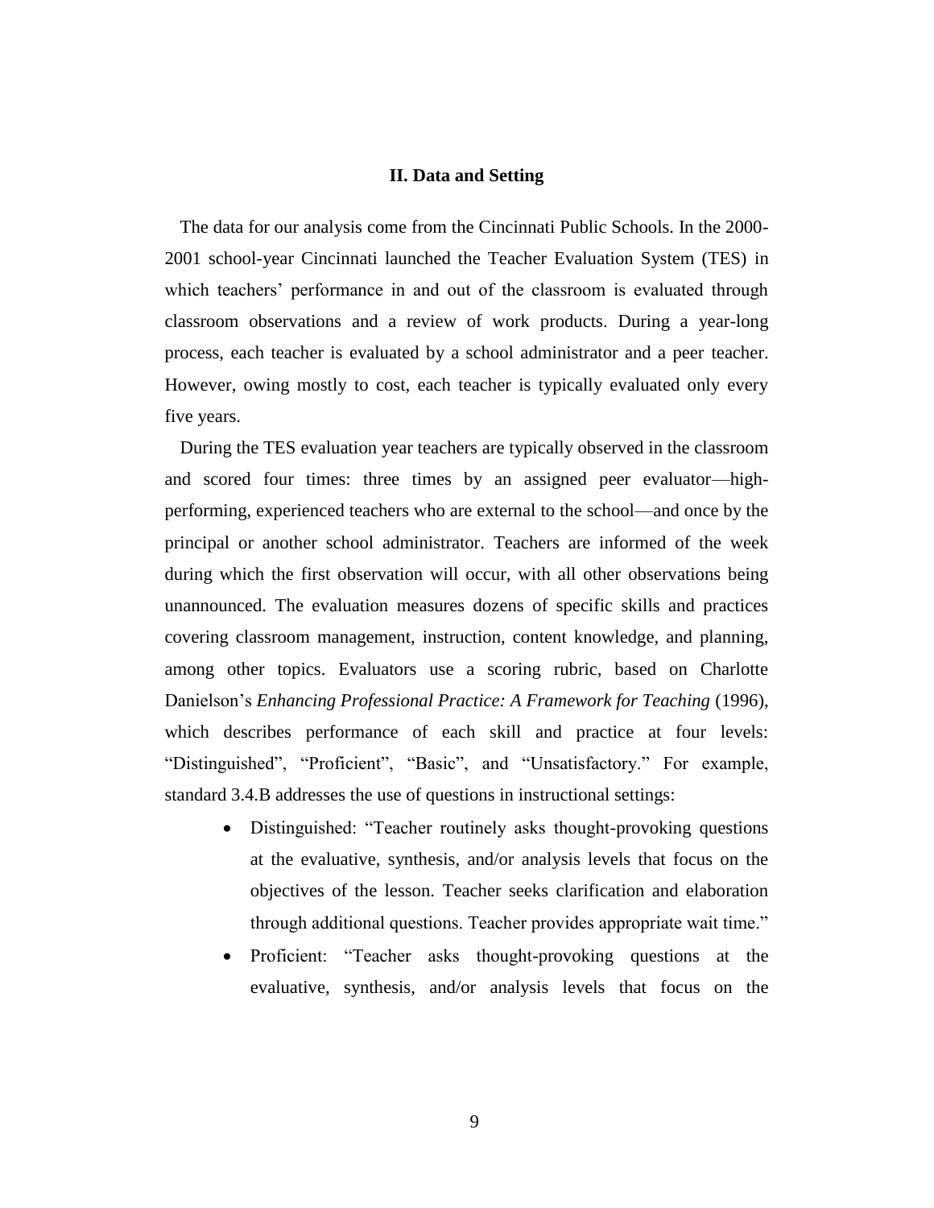## II. Data and Setting

The data for our analysis come from the Cincinnati Public Schools. In the 2000-2001 school-year Cincinnati launched the Teacher Evaluation System (TES) in which teachers' performance in and out of the classroom is evaluated through classroom observations and a review of work products. During a year-long process, each teacher is evaluated by a school administrator and a peer teacher. However, owing mostly to cost, each teacher is typically evaluated only every five years.

During the TES evaluation year teachers are typically observed in the classroom and scored four times: three times by an assigned peer evaluator—high-performing, experienced teachers who are external to the school—and once by the principal or another school administrator. Teachers are informed of the week during which the first observation will occur, with all other observations being unannounced. The evaluation measures dozens of specific skills and practices covering classroom management, instruction, content knowledge, and planning, among other topics. Evaluators use a scoring rubric, based on Charlotte Danielson's *Enhancing Professional Practice: A Framework for Teaching* (1996), which describes performance of each skill and practice at four levels: "Distinguished", "Proficient", "Basic", and "Unsatisfactory." For example, standard 3.4.B addresses the use of questions in instructional settings:

- Distinguished: "Teacher routinely asks thought-provoking questions at the evaluative, synthesis, and/or analysis levels that focus on the objectives of the lesson. Teacher seeks clarification and elaboration through additional questions. Teacher provides appropriate wait time."
- Proficient: "Teacher asks thought-provoking questions at the evaluative, synthesis, and/or analysis levels that focus on the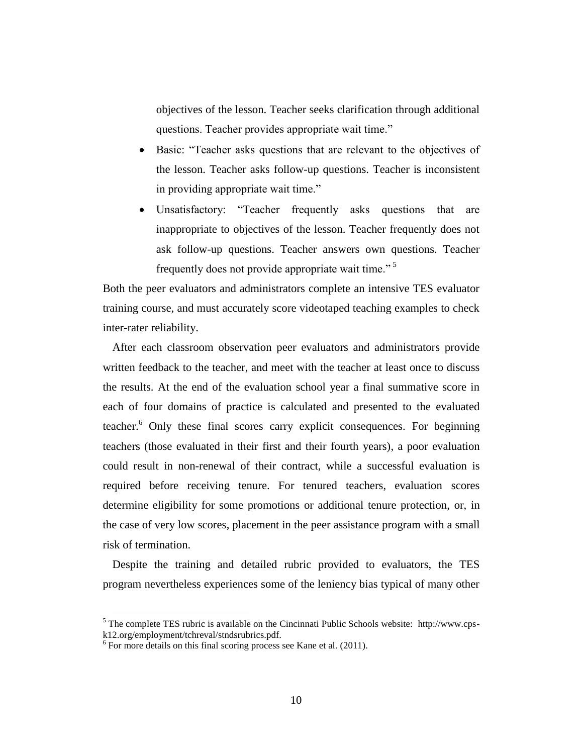objectives of the lesson. Teacher seeks clarification through additional questions. Teacher provides appropriate wait time."

- Basic: "Teacher asks questions that are relevant to the objectives of the lesson. Teacher asks follow-up questions. Teacher is inconsistent in providing appropriate wait time."
- Unsatisfactory: "Teacher frequently asks questions that are inappropriate to objectives of the lesson. Teacher frequently does not ask follow-up questions. Teacher answers own questions. Teacher frequently does not provide appropriate wait time." [5]

Both the peer evaluators and administrators complete an intensive TES evaluator training course, and must accurately score videotaped teaching examples to check inter-rater reliability.

After each classroom observation peer evaluators and administrators provide written feedback to the teacher, and meet with the teacher at least once to discuss the results. At the end of the evaluation school year a final summative score in each of four domains of practice is calculated and presented to the evaluated teacher.[6] Only these final scores carry explicit consequences. For beginning teachers (those evaluated in their first and their fourth years), a poor evaluation could result in non-renewal of their contract, while a successful evaluation is required before receiving tenure. For tenured teachers, evaluation scores determine eligibility for some promotions or additional tenure protection, or, in the case of very low scores, placement in the peer assistance program with a small risk of termination.

Despite the training and detailed rubric provided to evaluators, the TES program nevertheless experiences some of the leniency bias typical of many other

[5] The complete TES rubric is available on the Cincinnati Public Schools website: http://www.cps-k12.org/employment/tchreval/stndsrubrics.pdf.

[6] For more details on this final scoring process see Kane et al. (2011).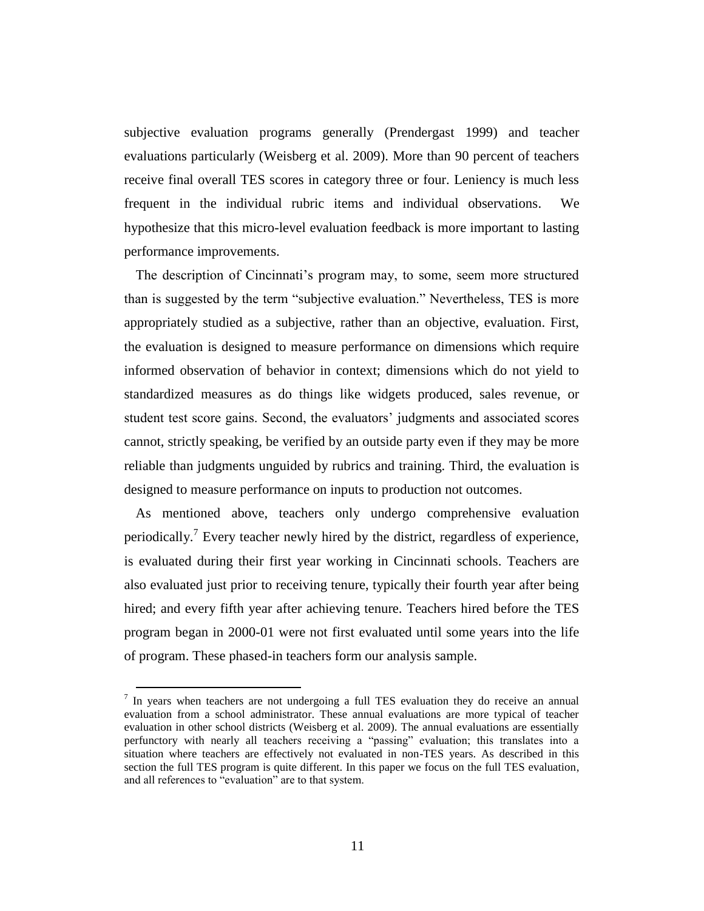subjective evaluation programs generally (Prendergast 1999) and teacher evaluations particularly (Weisberg et al. 2009). More than 90 percent of teachers receive final overall TES scores in category three or four. Leniency is much less frequent in the individual rubric items and individual observations. We hypothesize that this micro-level evaluation feedback is more important to lasting performance improvements.

The description of Cincinnati's program may, to some, seem more structured than is suggested by the term "subjective evaluation." Nevertheless, TES is more appropriately studied as a subjective, rather than an objective, evaluation. First, the evaluation is designed to measure performance on dimensions which require informed observation of behavior in context; dimensions which do not yield to standardized measures as do things like widgets produced, sales revenue, or student test score gains. Second, the evaluators' judgments and associated scores cannot, strictly speaking, be verified by an outside party even if they may be more reliable than judgments unguided by rubrics and training. Third, the evaluation is designed to measure performance on inputs to production not outcomes.

As mentioned above, teachers only undergo comprehensive evaluation periodically.[7] Every teacher newly hired by the district, regardless of experience, is evaluated during their first year working in Cincinnati schools. Teachers are also evaluated just prior to receiving tenure, typically their fourth year after being hired; and every fifth year after achieving tenure. Teachers hired before the TES program began in 2000-01 were not first evaluated until some years into the life of program. These phased-in teachers form our analysis sample.

[7] In years when teachers are not undergoing a full TES evaluation they do receive an annual evaluation from a school administrator. These annual evaluations are more typical of teacher evaluation in other school districts (Weisberg et al. 2009). The annual evaluations are essentially perfunctory with nearly all teachers receiving a "passing" evaluation; this translates into a situation where teachers are effectively not evaluated in non-TES years. As described in this section the full TES program is quite different. In this paper we focus on the full TES evaluation, and all references to "evaluation" are to that system.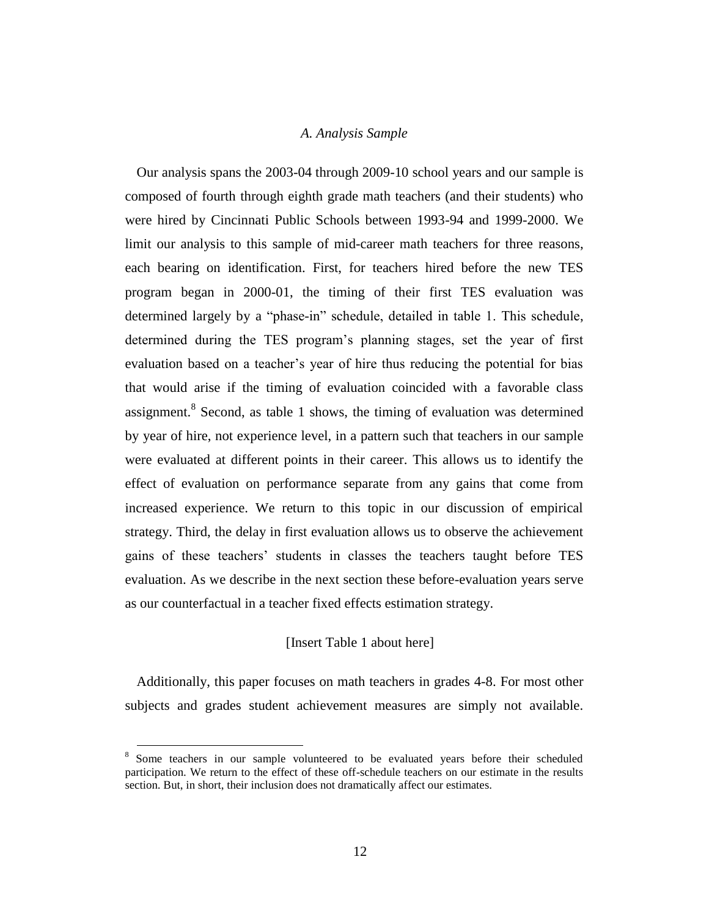### *A. Analysis Sample*

Our analysis spans the 2003-04 through 2009-10 school years and our sample is composed of fourth through eighth grade math teachers (and their students) who were hired by Cincinnati Public Schools between 1993-94 and 1999-2000. We limit our analysis to this sample of mid-career math teachers for three reasons, each bearing on identification. First, for teachers hired before the new TES program began in 2000-01, the timing of their first TES evaluation was determined largely by a "phase-in" schedule, detailed in table 1. This schedule, determined during the TES program's planning stages, set the year of first evaluation based on a teacher's year of hire thus reducing the potential for bias that would arise if the timing of evaluation coincided with a favorable class assignment.[8] Second, as table 1 shows, the timing of evaluation was determined by year of hire, not experience level, in a pattern such that teachers in our sample were evaluated at different points in their career. This allows us to identify the effect of evaluation on performance separate from any gains that come from increased experience. We return to this topic in our discussion of empirical strategy. Third, the delay in first evaluation allows us to observe the achievement gains of these teachers' students in classes the teachers taught before TES evaluation. As we describe in the next section these before-evaluation years serve as our counterfactual in a teacher fixed effects estimation strategy.

[Insert Table 1 about here]

Additionally, this paper focuses on math teachers in grades 4-8. For most other subjects and grades student achievement measures are simply not available.

[8] Some teachers in our sample volunteered to be evaluated years before their scheduled participation. We return to the effect of these off-schedule teachers on our estimate in the results section. But, in short, their inclusion does not dramatically affect our estimates.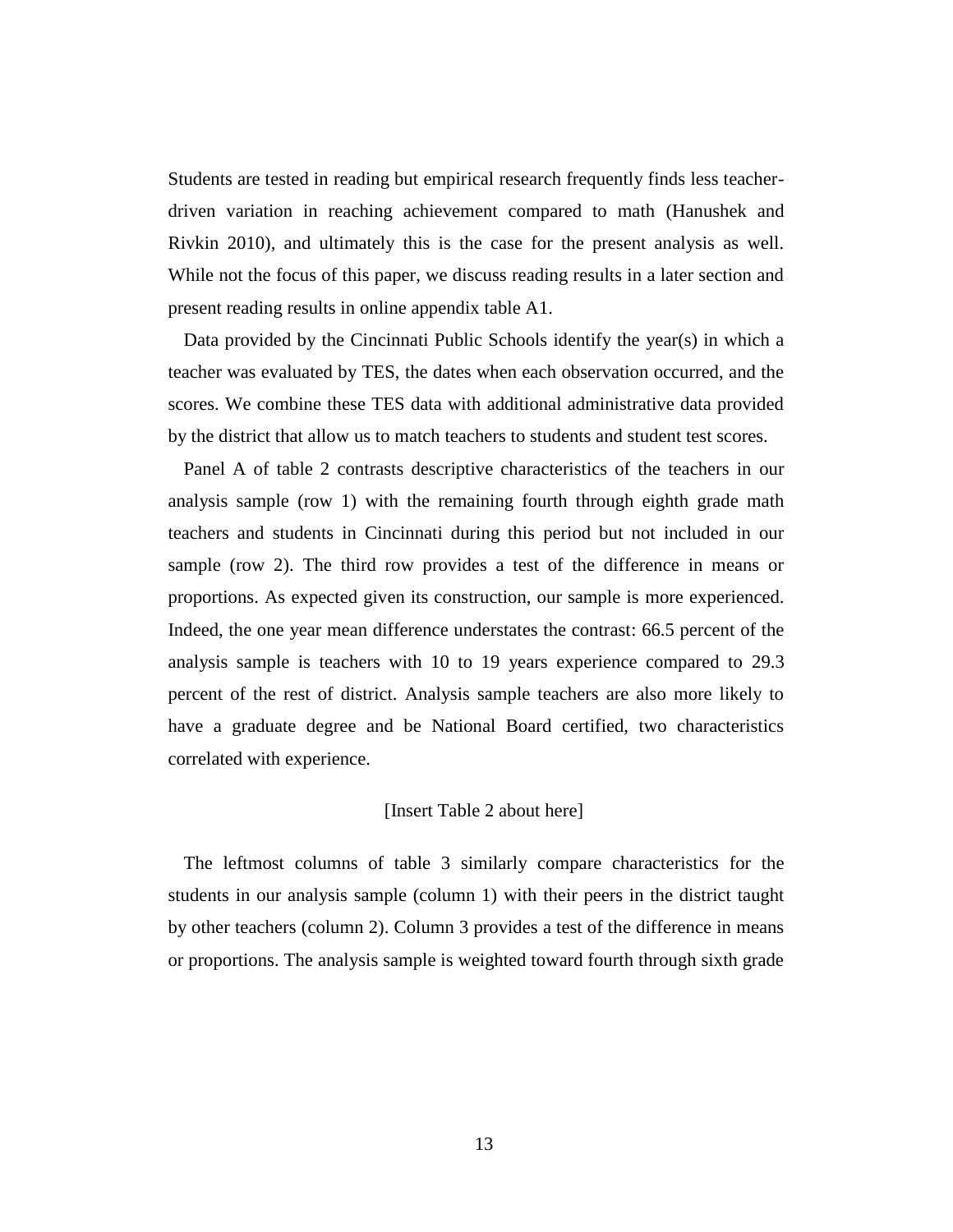Students are tested in reading but empirical research frequently finds less teacher-driven variation in reaching achievement compared to math (Hanushek and Rivkin 2010), and ultimately this is the case for the present analysis as well. While not the focus of this paper, we discuss reading results in a later section and present reading results in online appendix table A1.

Data provided by the Cincinnati Public Schools identify the year(s) in which a teacher was evaluated by TES, the dates when each observation occurred, and the scores. We combine these TES data with additional administrative data provided by the district that allow us to match teachers to students and student test scores.

Panel A of table 2 contrasts descriptive characteristics of the teachers in our analysis sample (row 1) with the remaining fourth through eighth grade math teachers and students in Cincinnati during this period but not included in our sample (row 2). The third row provides a test of the difference in means or proportions. As expected given its construction, our sample is more experienced. Indeed, the one year mean difference understates the contrast: 66.5 percent of the analysis sample is teachers with 10 to 19 years experience compared to 29.3 percent of the rest of district. Analysis sample teachers are also more likely to have a graduate degree and be National Board certified, two characteristics correlated with experience.

[Insert Table 2 about here]

The leftmost columns of table 3 similarly compare characteristics for the students in our analysis sample (column 1) with their peers in the district taught by other teachers (column 2). Column 3 provides a test of the difference in means or proportions. The analysis sample is weighted toward fourth through sixth grade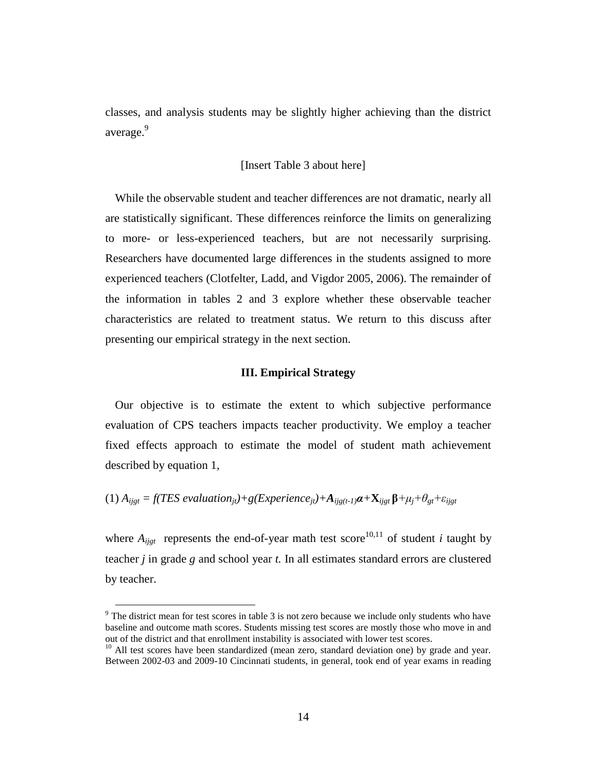classes, and analysis students may be slightly higher achieving than the district average.[9]

[Insert Table 3 about here]

While the observable student and teacher differences are not dramatic, nearly all are statistically significant. These differences reinforce the limits on generalizing to more- or less-experienced teachers, but are not necessarily surprising. Researchers have documented large differences in the students assigned to more experienced teachers (Clotfelter, Ladd, and Vigdor 2005, 2006). The remainder of the information in tables 2 and 3 explore whether these observable teacher characteristics are related to treatment status. We return to this discuss after presenting our empirical strategy in the next section.

## III. Empirical Strategy

Our objective is to estimate the extent to which subjective performance evaluation of CPS teachers impacts teacher productivity. We employ a teacher fixed effects approach to estimate the model of student math achievement described by equation 1,

$$(1)\ A_{ijgt} = f(TES\ evaluation_{jt}) + g(Experience_{jt}) + \boldsymbol{A}_{ijg(t-1)}\boldsymbol{\alpha} + \mathbf{X}_{ijgt}\boldsymbol{\beta} + \mu_j + \theta_{gt} + \varepsilon_{ijgt}$$

where $A_{ijgt}$ represents the end-of-year math test score[10,11] of student $i$ taught by teacher $j$ in grade $g$ and school year $t$. In all estimates standard errors are clustered by teacher.

---

[9] The district mean for test scores in table 3 is not zero because we include only students who have baseline and outcome math scores. Students missing test scores are mostly those who move in and out of the district and that enrollment instability is associated with lower test scores.

[10] All test scores have been standardized (mean zero, standard deviation one) by grade and year. Between 2002-03 and 2009-10 Cincinnati students, in general, took end of year exams in reading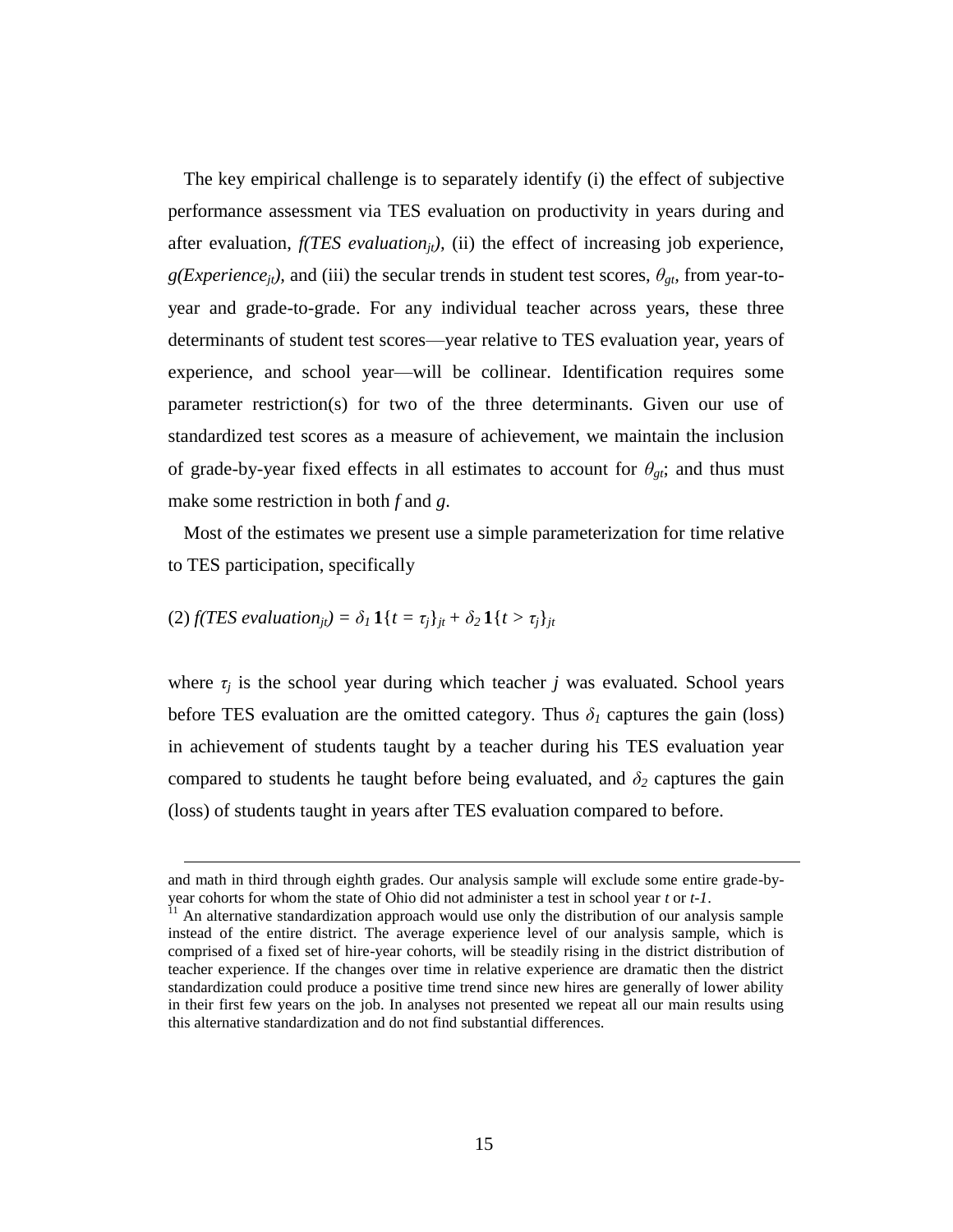The key empirical challenge is to separately identify (i) the effect of subjective performance assessment via TES evaluation on productivity in years during and after evaluation, $f(TES\ evaluation_{jt})$, (ii) the effect of increasing job experience, $g(Experience_{jt})$, and (iii) the secular trends in student test scores, $\theta_{gt}$, from year-to-year and grade-to-grade. For any individual teacher across years, these three determinants of student test scores—year relative to TES evaluation year, years of experience, and school year—will be collinear. Identification requires some parameter restriction(s) for two of the three determinants. Given our use of standardized test scores as a measure of achievement, we maintain the inclusion of grade-by-year fixed effects in all estimates to account for $\theta_{gt}$; and thus must make some restriction in both *f* and *g*.

Most of the estimates we present use a simple parameterization for time relative to TES participation, specifically

$$(2)\ f(TES\ evaluation_{jt}) = \delta_1 \mathbf{1}\{t = \tau_j\}_{jt} + \delta_2 \mathbf{1}\{t > \tau_j\}_{jt}$$

where $\tau_j$ is the school year during which teacher *j* was evaluated. School years before TES evaluation are the omitted category. Thus $\delta_1$ captures the gain (loss) in achievement of students taught by a teacher during his TES evaluation year compared to students he taught before being evaluated, and $\delta_2$ captures the gain (loss) of students taught in years after TES evaluation compared to before.

---

and math in third through eighth grades. Our analysis sample will exclude some entire grade-by-year cohorts for whom the state of Ohio did not administer a test in school year *t* or *t-1*.

[11] An alternative standardization approach would use only the distribution of our analysis sample instead of the entire district. The average experience level of our analysis sample, which is comprised of a fixed set of hire-year cohorts, will be steadily rising in the district distribution of teacher experience. If the changes over time in relative experience are dramatic then the district standardization could produce a positive time trend since new hires are generally of lower ability in their first few years on the job. In analyses not presented we repeat all our main results using this alternative standardization and do not find substantial differences.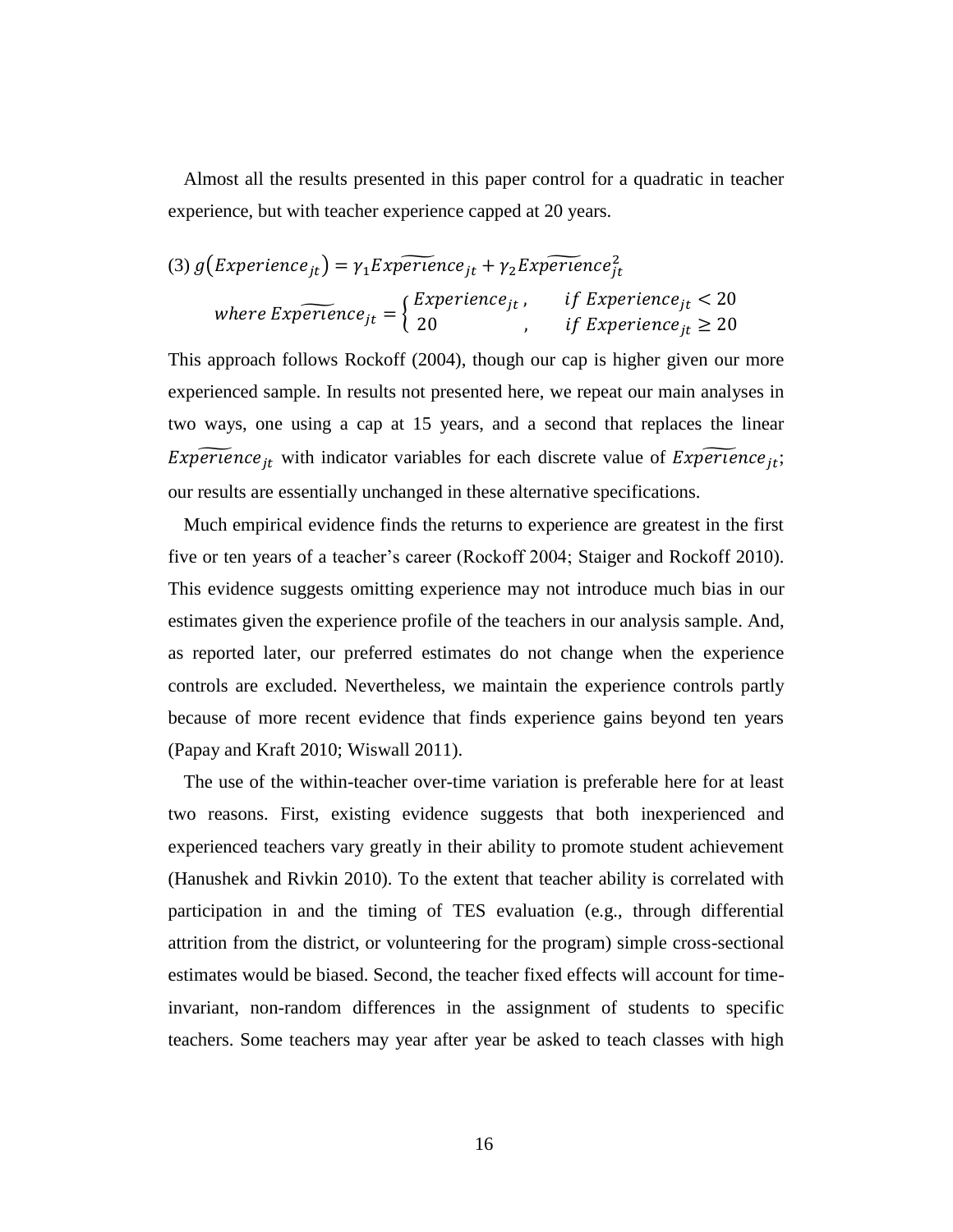Almost all the results presented in this paper control for a quadratic in teacher experience, but with teacher experience capped at 20 years.

$$(3)\ g(Experience_{jt}) = \gamma_1 \widetilde{Experience}_{jt} + \gamma_2 \widetilde{Experience}_{jt}^2$$

$$where\ \widetilde{Experience}_{jt} = \begin{cases} Experience_{jt}, & if\ Experience_{jt} < 20 \\ 20, & if\ Experience_{jt} \geq 20 \end{cases}$$

This approach follows Rockoff (2004), though our cap is higher given our more experienced sample. In results not presented here, we repeat our main analyses in two ways, one using a cap at 15 years, and a second that replaces the linear $\widetilde{Experience}_{jt}$ with indicator variables for each discrete value of $\widetilde{Experience}_{jt}$; our results are essentially unchanged in these alternative specifications.

Much empirical evidence finds the returns to experience are greatest in the first five or ten years of a teacher's career (Rockoff 2004; Staiger and Rockoff 2010). This evidence suggests omitting experience may not introduce much bias in our estimates given the experience profile of the teachers in our analysis sample. And, as reported later, our preferred estimates do not change when the experience controls are excluded. Nevertheless, we maintain the experience controls partly because of more recent evidence that finds experience gains beyond ten years (Papay and Kraft 2010; Wiswall 2011).

The use of the within-teacher over-time variation is preferable here for at least two reasons. First, existing evidence suggests that both inexperienced and experienced teachers vary greatly in their ability to promote student achievement (Hanushek and Rivkin 2010). To the extent that teacher ability is correlated with participation in and the timing of TES evaluation (e.g., through differential attrition from the district, or volunteering for the program) simple cross-sectional estimates would be biased. Second, the teacher fixed effects will account for time-invariant, non-random differences in the assignment of students to specific teachers. Some teachers may year after year be asked to teach classes with high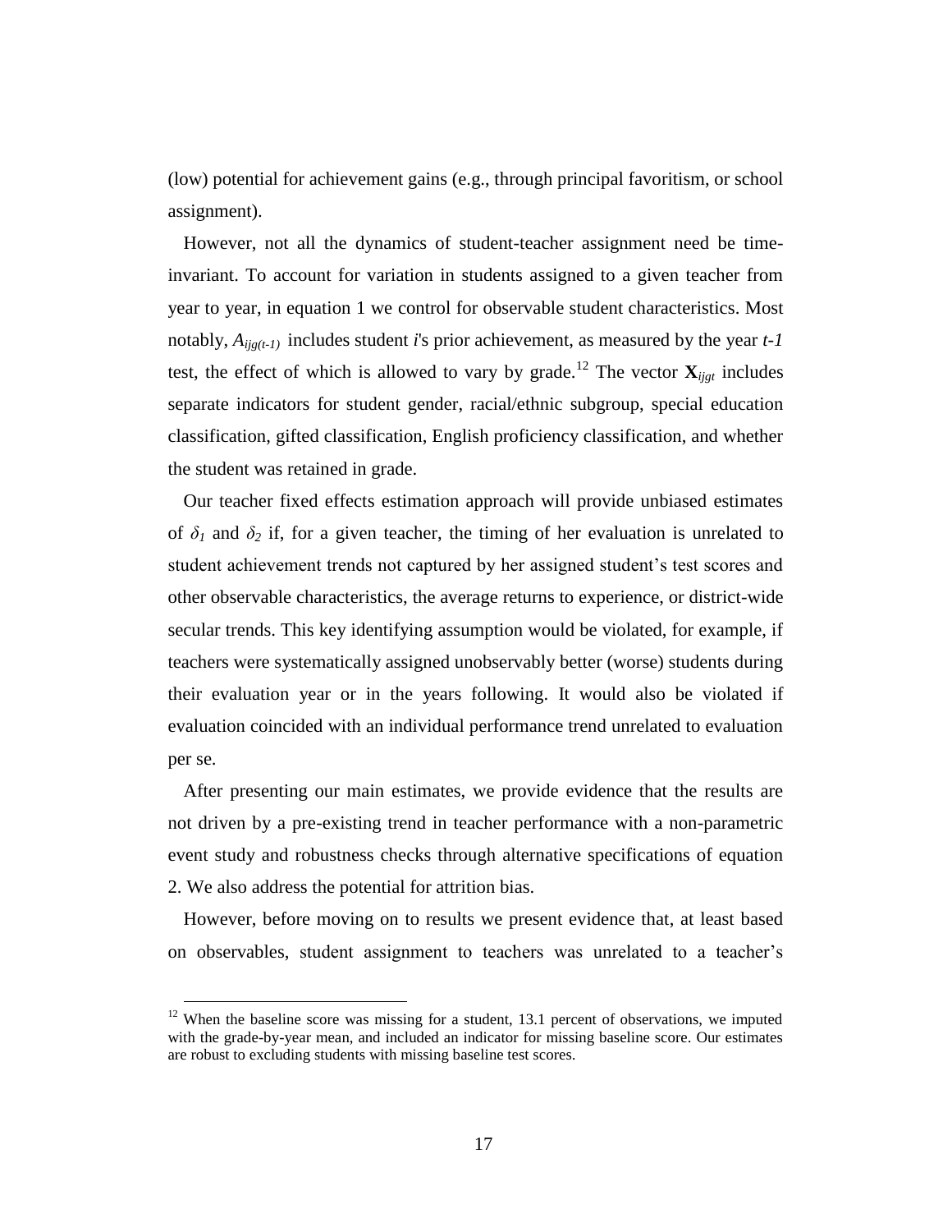(low) potential for achievement gains (e.g., through principal favoritism, or school assignment).

However, not all the dynamics of student-teacher assignment need be time-invariant. To account for variation in students assigned to a given teacher from year to year, in equation 1 we control for observable student characteristics. Most notably, $A_{ijg(t-1)}$ includes student *i*'s prior achievement, as measured by the year *t-1* test, the effect of which is allowed to vary by grade.[12] The vector $\mathbf{X}_{ijgt}$ includes separate indicators for student gender, racial/ethnic subgroup, special education classification, gifted classification, English proficiency classification, and whether the student was retained in grade.

Our teacher fixed effects estimation approach will provide unbiased estimates of $\delta_1$ and $\delta_2$ if, for a given teacher, the timing of her evaluation is unrelated to student achievement trends not captured by her assigned student's test scores and other observable characteristics, the average returns to experience, or district-wide secular trends. This key identifying assumption would be violated, for example, if teachers were systematically assigned unobservably better (worse) students during their evaluation year or in the years following. It would also be violated if evaluation coincided with an individual performance trend unrelated to evaluation per se.

After presenting our main estimates, we provide evidence that the results are not driven by a pre-existing trend in teacher performance with a non-parametric event study and robustness checks through alternative specifications of equation 2. We also address the potential for attrition bias.

However, before moving on to results we present evidence that, at least based on observables, student assignment to teachers was unrelated to a teacher's

[12] When the baseline score was missing for a student, 13.1 percent of observations, we imputed with the grade-by-year mean, and included an indicator for missing baseline score. Our estimates are robust to excluding students with missing baseline test scores.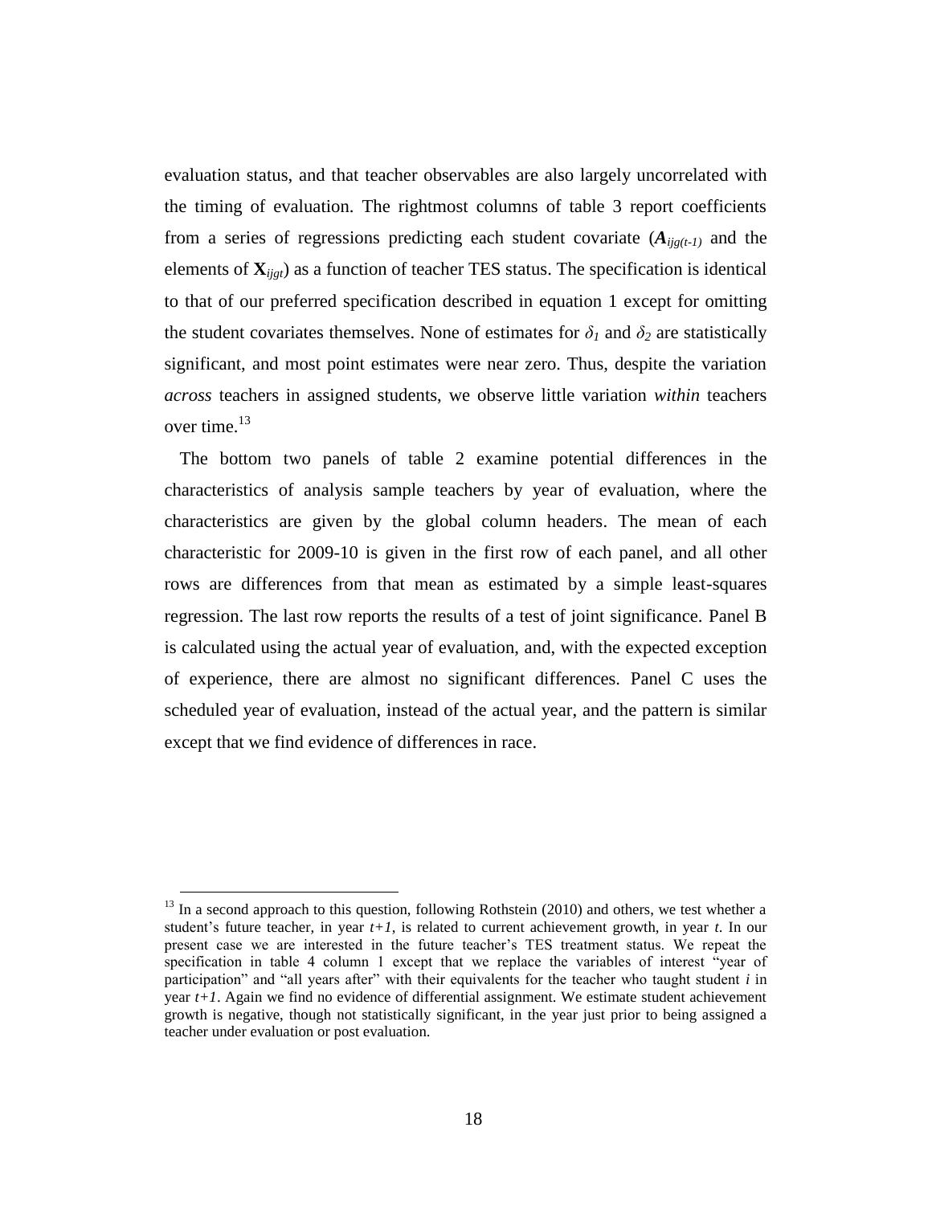evaluation status, and that teacher observables are also largely uncorrelated with the timing of evaluation. The rightmost columns of table 3 report coefficients from a series of regressions predicting each student covariate ($\boldsymbol{A}_{ijg(t-1)}$ and the elements of $\mathbf{X}_{ijgt}$) as a function of teacher TES status. The specification is identical to that of our preferred specification described in equation 1 except for omitting the student covariates themselves. None of estimates for $\delta_1$ and $\delta_2$ are statistically significant, and most point estimates were near zero. Thus, despite the variation *across* teachers in assigned students, we observe little variation *within* teachers over time.[13]

The bottom two panels of table 2 examine potential differences in the characteristics of analysis sample teachers by year of evaluation, where the characteristics are given by the global column headers. The mean of each characteristic for 2009-10 is given in the first row of each panel, and all other rows are differences from that mean as estimated by a simple least-squares regression. The last row reports the results of a test of joint significance. Panel B is calculated using the actual year of evaluation, and, with the expected exception of experience, there are almost no significant differences. Panel C uses the scheduled year of evaluation, instead of the actual year, and the pattern is similar except that we find evidence of differences in race.

[13] In a second approach to this question, following Rothstein (2010) and others, we test whether a student's future teacher, in year $t+1$, is related to current achievement growth, in year $t$. In our present case we are interested in the future teacher's TES treatment status. We repeat the specification in table 4 column 1 except that we replace the variables of interest "year of participation" and "all years after" with their equivalents for the teacher who taught student $i$ in year $t+1$. Again we find no evidence of differential assignment. We estimate student achievement growth is negative, though not statistically significant, in the year just prior to being assigned a teacher under evaluation or post evaluation.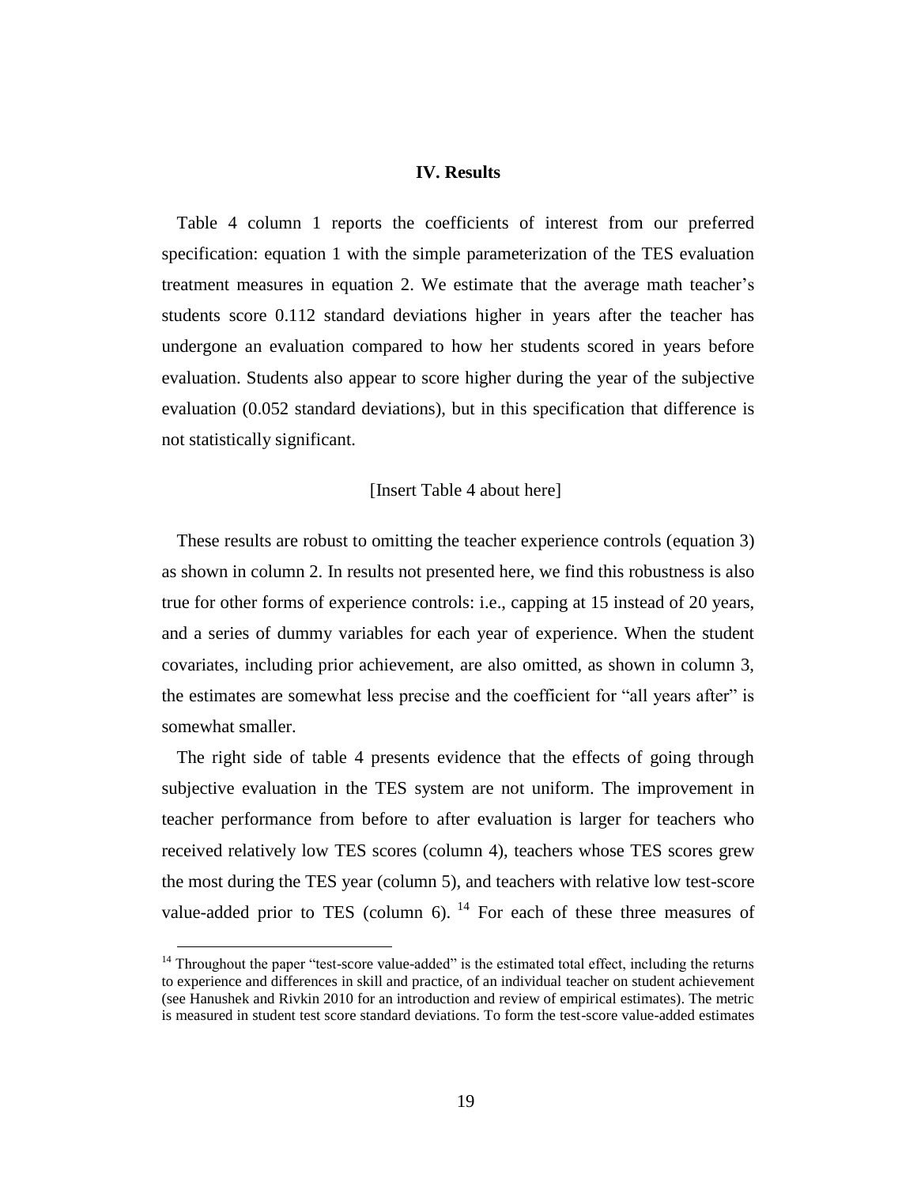## IV. Results

Table 4 column 1 reports the coefficients of interest from our preferred specification: equation 1 with the simple parameterization of the TES evaluation treatment measures in equation 2. We estimate that the average math teacher's students score 0.112 standard deviations higher in years after the teacher has undergone an evaluation compared to how her students scored in years before evaluation. Students also appear to score higher during the year of the subjective evaluation (0.052 standard deviations), but in this specification that difference is not statistically significant.

[Insert Table 4 about here]

These results are robust to omitting the teacher experience controls (equation 3) as shown in column 2. In results not presented here, we find this robustness is also true for other forms of experience controls: i.e., capping at 15 instead of 20 years, and a series of dummy variables for each year of experience. When the student covariates, including prior achievement, are also omitted, as shown in column 3, the estimates are somewhat less precise and the coefficient for "all years after" is somewhat smaller.

The right side of table 4 presents evidence that the effects of going through subjective evaluation in the TES system are not uniform. The improvement in teacher performance from before to after evaluation is larger for teachers who received relatively low TES scores (column 4), teachers whose TES scores grew the most during the TES year (column 5), and teachers with relative low test-score value-added prior to TES (column 6). [14] For each of these three measures of

[14] Throughout the paper "test-score value-added" is the estimated total effect, including the returns to experience and differences in skill and practice, of an individual teacher on student achievement (see Hanushek and Rivkin 2010 for an introduction and review of empirical estimates). The metric is measured in student test score standard deviations. To form the test-score value-added estimates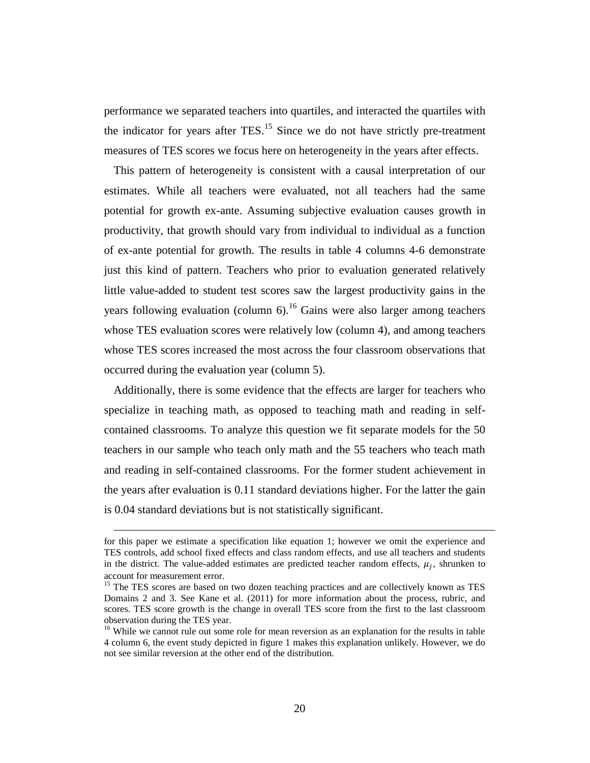performance we separated teachers into quartiles, and interacted the quartiles with the indicator for years after TES.[15] Since we do not have strictly pre-treatment measures of TES scores we focus here on heterogeneity in the years after effects.

This pattern of heterogeneity is consistent with a causal interpretation of our estimates. While all teachers were evaluated, not all teachers had the same potential for growth ex-ante. Assuming subjective evaluation causes growth in productivity, that growth should vary from individual to individual as a function of ex-ante potential for growth. The results in table 4 columns 4-6 demonstrate just this kind of pattern. Teachers who prior to evaluation generated relatively little value-added to student test scores saw the largest productivity gains in the years following evaluation (column 6).[16] Gains were also larger among teachers whose TES evaluation scores were relatively low (column 4), and among teachers whose TES scores increased the most across the four classroom observations that occurred during the evaluation year (column 5).

Additionally, there is some evidence that the effects are larger for teachers who specialize in teaching math, as opposed to teaching math and reading in self-contained classrooms. To analyze this question we fit separate models for the 50 teachers in our sample who teach only math and the 55 teachers who teach math and reading in self-contained classrooms. For the former student achievement in the years after evaluation is 0.11 standard deviations higher. For the latter the gain is 0.04 standard deviations but is not statistically significant.

---

for this paper we estimate a specification like equation 1; however we omit the experience and TES controls, add school fixed effects and class random effects, and use all teachers and students in the district. The value-added estimates are predicted teacher random effects, $\mu_j$, shrunken to account for measurement error.

[15] The TES scores are based on two dozen teaching practices and are collectively known as TES Domains 2 and 3. See Kane et al. (2011) for more information about the process, rubric, and scores. TES score growth is the change in overall TES score from the first to the last classroom observation during the TES year.

[16] While we cannot rule out some role for mean reversion as an explanation for the results in table 4 column 6, the event study depicted in figure 1 makes this explanation unlikely. However, we do not see similar reversion at the other end of the distribution.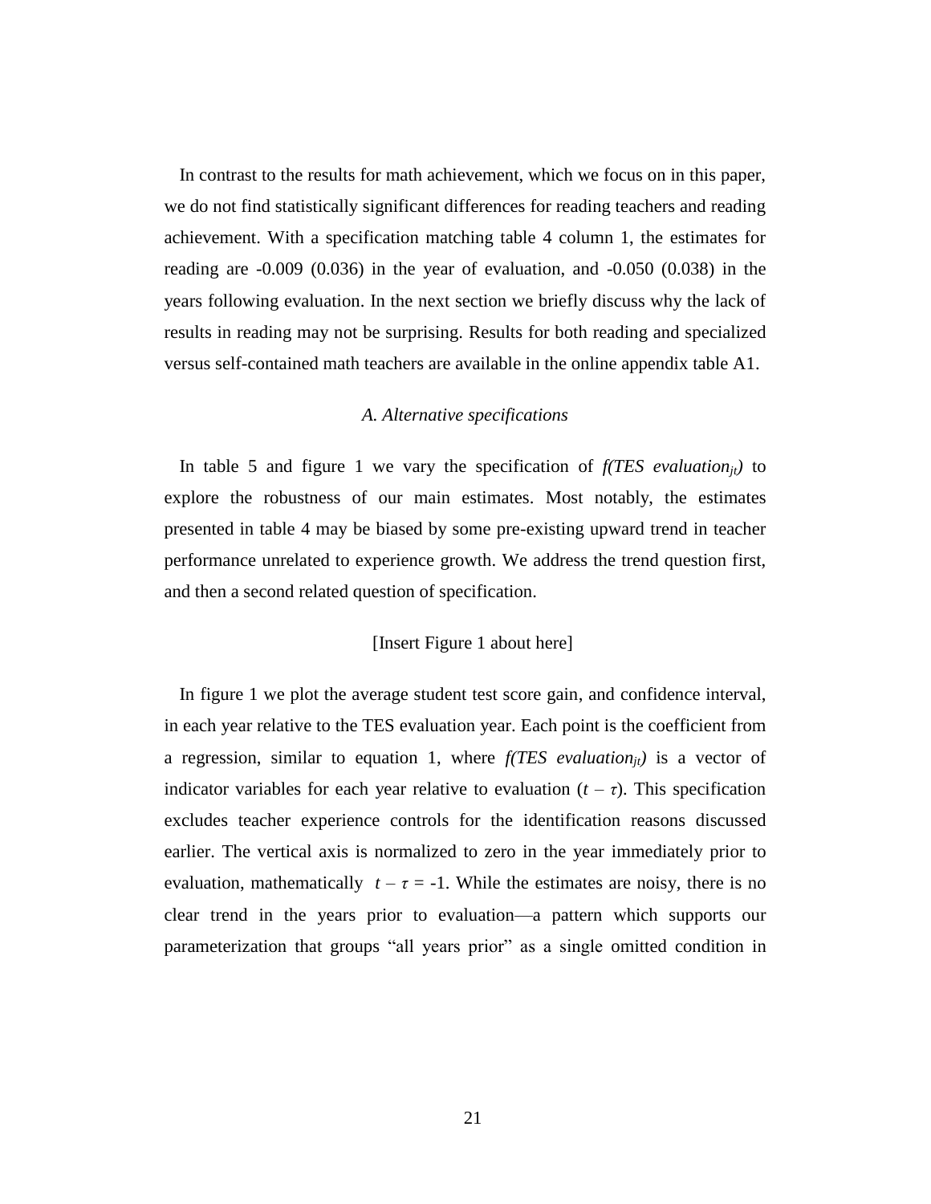In contrast to the results for math achievement, which we focus on in this paper, we do not find statistically significant differences for reading teachers and reading achievement. With a specification matching table 4 column 1, the estimates for reading are -0.009 (0.036) in the year of evaluation, and -0.050 (0.038) in the years following evaluation. In the next section we briefly discuss why the lack of results in reading may not be surprising. Results for both reading and specialized versus self-contained math teachers are available in the online appendix table A1.

### *A. Alternative specifications*

In table 5 and figure 1 we vary the specification of $f(TES\ evaluation_{jt})$ to explore the robustness of our main estimates. Most notably, the estimates presented in table 4 may be biased by some pre-existing upward trend in teacher performance unrelated to experience growth. We address the trend question first, and then a second related question of specification.

[Insert Figure 1 about here]

In figure 1 we plot the average student test score gain, and confidence interval, in each year relative to the TES evaluation year. Each point is the coefficient from a regression, similar to equation 1, where $f(TES\ evaluation_{jt})$ is a vector of indicator variables for each year relative to evaluation ($t - \tau$). This specification excludes teacher experience controls for the identification reasons discussed earlier. The vertical axis is normalized to zero in the year immediately prior to evaluation, mathematically $t - \tau = -1$. While the estimates are noisy, there is no clear trend in the years prior to evaluation—a pattern which supports our parameterization that groups "all years prior" as a single omitted condition in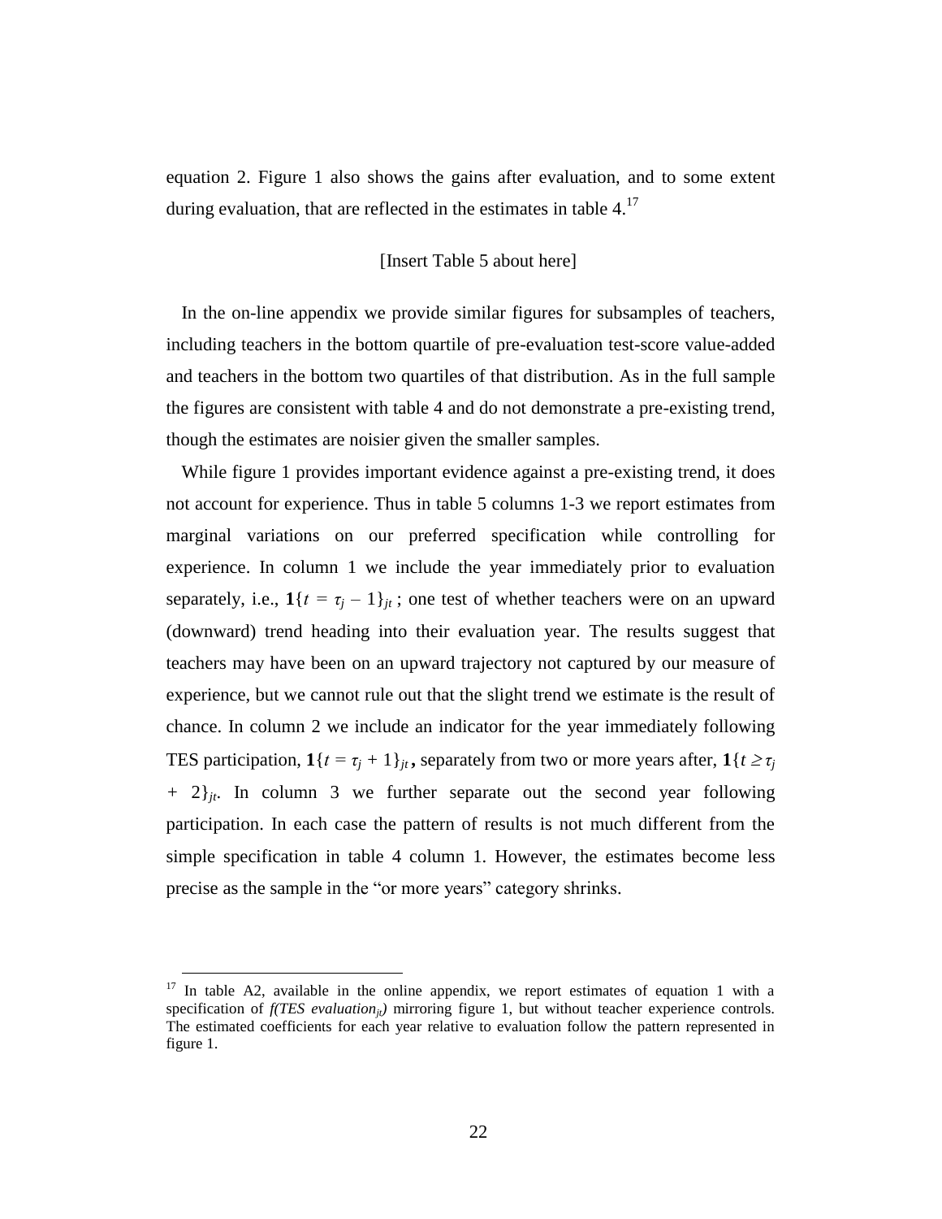equation 2. Figure 1 also shows the gains after evaluation, and to some extent during evaluation, that are reflected in the estimates in table 4.[17]

[Insert Table 5 about here]

In the on-line appendix we provide similar figures for subsamples of teachers, including teachers in the bottom quartile of pre-evaluation test-score value-added and teachers in the bottom two quartiles of that distribution. As in the full sample the figures are consistent with table 4 and do not demonstrate a pre-existing trend, though the estimates are noisier given the smaller samples.

While figure 1 provides important evidence against a pre-existing trend, it does not account for experience. Thus in table 5 columns 1-3 we report estimates from marginal variations on our preferred specification while controlling for experience. In column 1 we include the year immediately prior to evaluation separately, i.e., $\mathbf{1}\{t = \tau_j - 1\}_{jt}$ ; one test of whether teachers were on an upward (downward) trend heading into their evaluation year. The results suggest that teachers may have been on an upward trajectory not captured by our measure of experience, but we cannot rule out that the slight trend we estimate is the result of chance. In column 2 we include an indicator for the year immediately following TES participation, $\mathbf{1}\{t = \tau_j + 1\}_{jt}$**,** separately from two or more years after, $\mathbf{1}\{t \geq \tau_j + 2\}_{jt}$. In column 3 we further separate out the second year following participation. In each case the pattern of results is not much different from the simple specification in table 4 column 1. However, the estimates become less precise as the sample in the "or more years" category shrinks.

[17] In table A2, available in the online appendix, we report estimates of equation 1 with a specification of *f(TES evaluation*$_{jt}$*)* mirroring figure 1, but without teacher experience controls. The estimated coefficients for each year relative to evaluation follow the pattern represented in figure 1.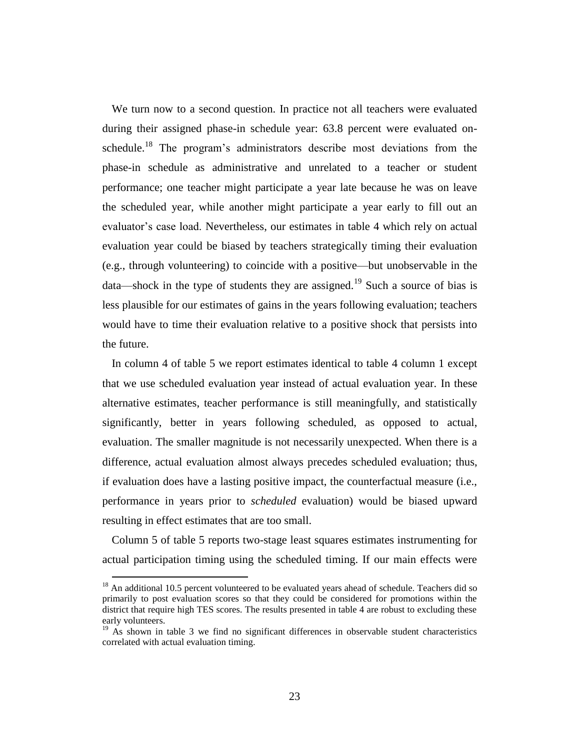We turn now to a second question. In practice not all teachers were evaluated during their assigned phase-in schedule year: 63.8 percent were evaluated on-schedule.[18] The program's administrators describe most deviations from the phase-in schedule as administrative and unrelated to a teacher or student performance; one teacher might participate a year late because he was on leave the scheduled year, while another might participate a year early to fill out an evaluator's case load. Nevertheless, our estimates in table 4 which rely on actual evaluation year could be biased by teachers strategically timing their evaluation (e.g., through volunteering) to coincide with a positive—but unobservable in the data—shock in the type of students they are assigned.[19] Such a source of bias is less plausible for our estimates of gains in the years following evaluation; teachers would have to time their evaluation relative to a positive shock that persists into the future.

In column 4 of table 5 we report estimates identical to table 4 column 1 except that we use scheduled evaluation year instead of actual evaluation year. In these alternative estimates, teacher performance is still meaningfully, and statistically significantly, better in years following scheduled, as opposed to actual, evaluation. The smaller magnitude is not necessarily unexpected. When there is a difference, actual evaluation almost always precedes scheduled evaluation; thus, if evaluation does have a lasting positive impact, the counterfactual measure (i.e., performance in years prior to *scheduled* evaluation) would be biased upward resulting in effect estimates that are too small.

Column 5 of table 5 reports two-stage least squares estimates instrumenting for actual participation timing using the scheduled timing. If our main effects were

[18] An additional 10.5 percent volunteered to be evaluated years ahead of schedule. Teachers did so primarily to post evaluation scores so that they could be considered for promotions within the district that require high TES scores. The results presented in table 4 are robust to excluding these early volunteers.

[19] As shown in table 3 we find no significant differences in observable student characteristics correlated with actual evaluation timing.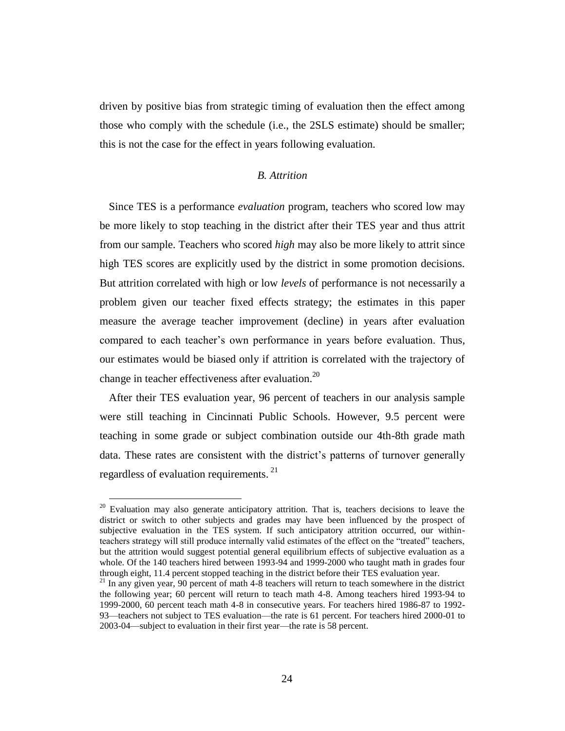driven by positive bias from strategic timing of evaluation then the effect among those who comply with the schedule (i.e., the 2SLS estimate) should be smaller; this is not the case for the effect in years following evaluation.

### *B. Attrition*

Since TES is a performance *evaluation* program, teachers who scored low may be more likely to stop teaching in the district after their TES year and thus attrit from our sample. Teachers who scored *high* may also be more likely to attrit since high TES scores are explicitly used by the district in some promotion decisions. But attrition correlated with high or low *levels* of performance is not necessarily a problem given our teacher fixed effects strategy; the estimates in this paper measure the average teacher improvement (decline) in years after evaluation compared to each teacher's own performance in years before evaluation. Thus, our estimates would be biased only if attrition is correlated with the trajectory of change in teacher effectiveness after evaluation.[20]

After their TES evaluation year, 96 percent of teachers in our analysis sample were still teaching in Cincinnati Public Schools. However, 9.5 percent were teaching in some grade or subject combination outside our 4th-8th grade math data. These rates are consistent with the district's patterns of turnover generally regardless of evaluation requirements.[21]

---

[20] Evaluation may also generate anticipatory attrition. That is, teachers decisions to leave the district or switch to other subjects and grades may have been influenced by the prospect of subjective evaluation in the TES system. If such anticipatory attrition occurred, our within-teachers strategy will still produce internally valid estimates of the effect on the "treated" teachers, but the attrition would suggest potential general equilibrium effects of subjective evaluation as a whole. Of the 140 teachers hired between 1993-94 and 1999-2000 who taught math in grades four through eight, 11.4 percent stopped teaching in the district before their TES evaluation year.

[21] In any given year, 90 percent of math 4-8 teachers will return to teach somewhere in the district the following year; 60 percent will return to teach math 4-8. Among teachers hired 1993-94 to 1999-2000, 60 percent teach math 4-8 in consecutive years. For teachers hired 1986-87 to 1992-93—teachers not subject to TES evaluation—the rate is 61 percent. For teachers hired 2000-01 to 2003-04—subject to evaluation in their first year—the rate is 58 percent.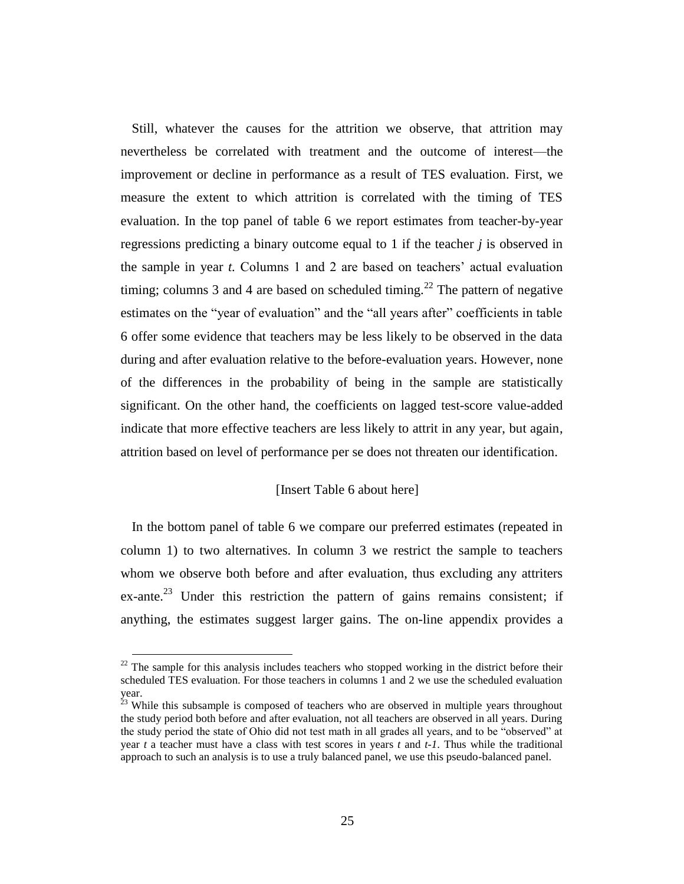Still, whatever the causes for the attrition we observe, that attrition may nevertheless be correlated with treatment and the outcome of interest—the improvement or decline in performance as a result of TES evaluation. First, we measure the extent to which attrition is correlated with the timing of TES evaluation. In the top panel of table 6 we report estimates from teacher-by-year regressions predicting a binary outcome equal to 1 if the teacher $j$ is observed in the sample in year $t$. Columns 1 and 2 are based on teachers' actual evaluation timing; columns 3 and 4 are based on scheduled timing.[22] The pattern of negative estimates on the "year of evaluation" and the "all years after" coefficients in table 6 offer some evidence that teachers may be less likely to be observed in the data during and after evaluation relative to the before-evaluation years. However, none of the differences in the probability of being in the sample are statistically significant. On the other hand, the coefficients on lagged test-score value-added indicate that more effective teachers are less likely to attrit in any year, but again, attrition based on level of performance per se does not threaten our identification.

[Insert Table 6 about here]

In the bottom panel of table 6 we compare our preferred estimates (repeated in column 1) to two alternatives. In column 3 we restrict the sample to teachers whom we observe both before and after evaluation, thus excluding any attriters ex-ante.[23] Under this restriction the pattern of gains remains consistent; if anything, the estimates suggest larger gains. The on-line appendix provides a

[22] The sample for this analysis includes teachers who stopped working in the district before their scheduled TES evaluation. For those teachers in columns 1 and 2 we use the scheduled evaluation year.

[23] While this subsample is composed of teachers who are observed in multiple years throughout the study period both before and after evaluation, not all teachers are observed in all years. During the study period the state of Ohio did not test math in all grades all years, and to be "observed" at year $t$ a teacher must have a class with test scores in years $t$ and $t$-$1$. Thus while the traditional approach to such an analysis is to use a truly balanced panel, we use this pseudo-balanced panel.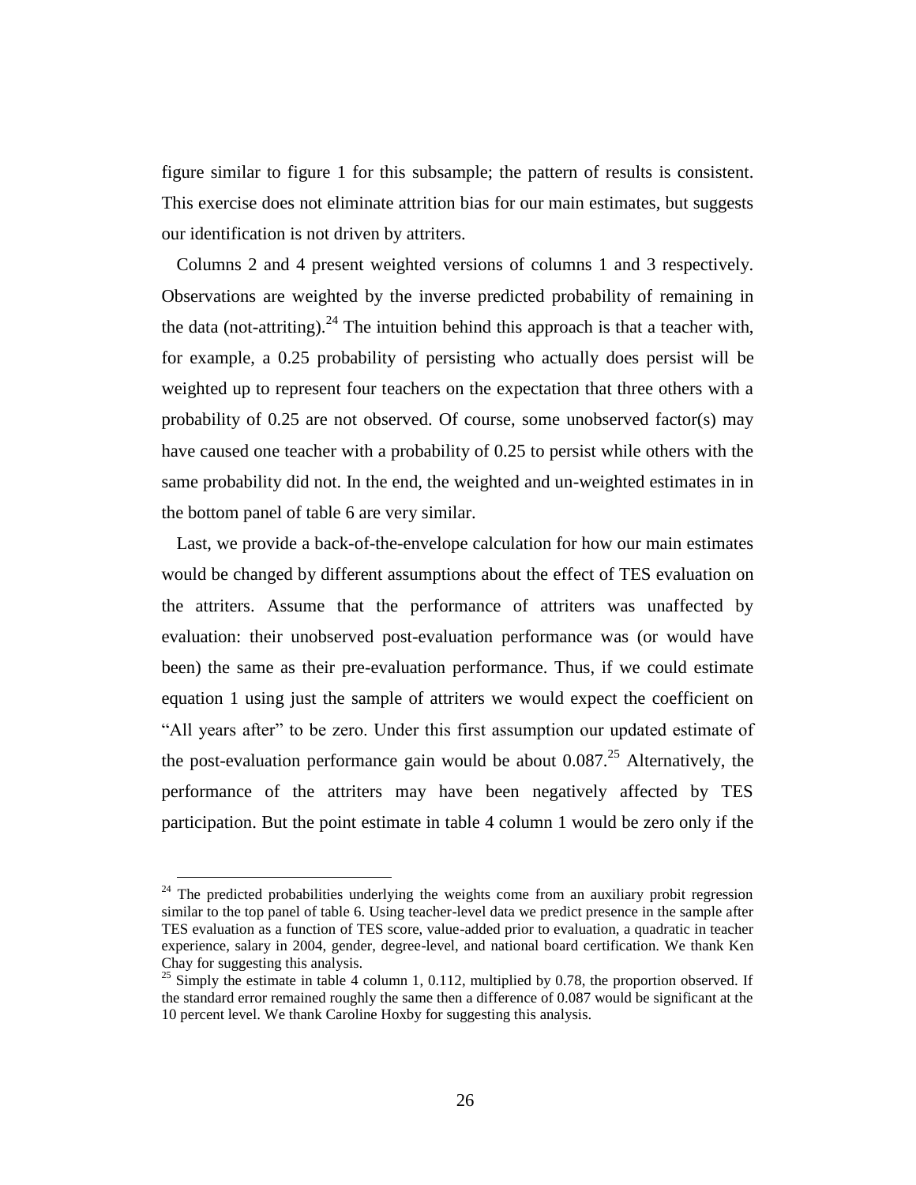figure similar to figure 1 for this subsample; the pattern of results is consistent. This exercise does not eliminate attrition bias for our main estimates, but suggests our identification is not driven by attriters.

Columns 2 and 4 present weighted versions of columns 1 and 3 respectively. Observations are weighted by the inverse predicted probability of remaining in the data (not-attriting).[24] The intuition behind this approach is that a teacher with, for example, a 0.25 probability of persisting who actually does persist will be weighted up to represent four teachers on the expectation that three others with a probability of 0.25 are not observed. Of course, some unobserved factor(s) may have caused one teacher with a probability of 0.25 to persist while others with the same probability did not. In the end, the weighted and un-weighted estimates in in the bottom panel of table 6 are very similar.

Last, we provide a back-of-the-envelope calculation for how our main estimates would be changed by different assumptions about the effect of TES evaluation on the attriters. Assume that the performance of attriters was unaffected by evaluation: their unobserved post-evaluation performance was (or would have been) the same as their pre-evaluation performance. Thus, if we could estimate equation 1 using just the sample of attriters we would expect the coefficient on "All years after" to be zero. Under this first assumption our updated estimate of the post-evaluation performance gain would be about 0.087.[25] Alternatively, the performance of the attriters may have been negatively affected by TES participation. But the point estimate in table 4 column 1 would be zero only if the

---

[24] The predicted probabilities underlying the weights come from an auxiliary probit regression similar to the top panel of table 6. Using teacher-level data we predict presence in the sample after TES evaluation as a function of TES score, value-added prior to evaluation, a quadratic in teacher experience, salary in 2004, gender, degree-level, and national board certification. We thank Ken Chay for suggesting this analysis.

[25] Simply the estimate in table 4 column 1, 0.112, multiplied by 0.78, the proportion observed. If the standard error remained roughly the same then a difference of 0.087 would be significant at the 10 percent level. We thank Caroline Hoxby for suggesting this analysis.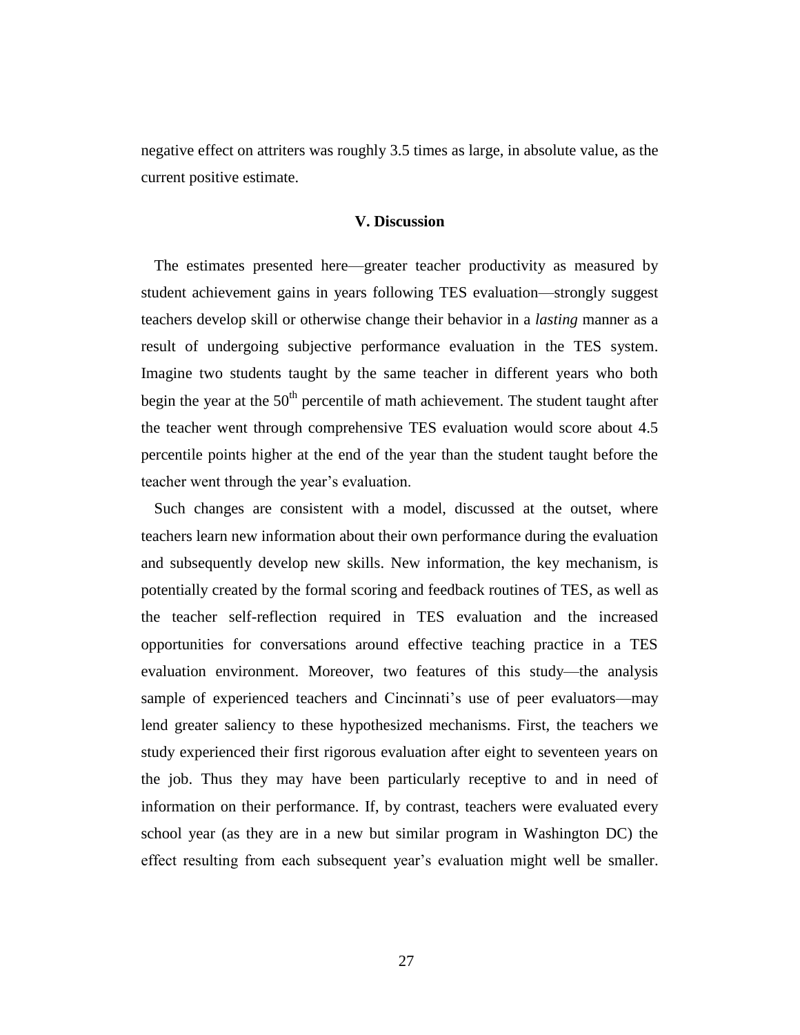negative effect on attriters was roughly 3.5 times as large, in absolute value, as the current positive estimate.

## V. Discussion

The estimates presented here—greater teacher productivity as measured by student achievement gains in years following TES evaluation—strongly suggest teachers develop skill or otherwise change their behavior in a *lasting* manner as a result of undergoing subjective performance evaluation in the TES system. Imagine two students taught by the same teacher in different years who both begin the year at the $50^{th}$ percentile of math achievement. The student taught after the teacher went through comprehensive TES evaluation would score about 4.5 percentile points higher at the end of the year than the student taught before the teacher went through the year's evaluation.

Such changes are consistent with a model, discussed at the outset, where teachers learn new information about their own performance during the evaluation and subsequently develop new skills. New information, the key mechanism, is potentially created by the formal scoring and feedback routines of TES, as well as the teacher self-reflection required in TES evaluation and the increased opportunities for conversations around effective teaching practice in a TES evaluation environment. Moreover, two features of this study—the analysis sample of experienced teachers and Cincinnati's use of peer evaluators—may lend greater saliency to these hypothesized mechanisms. First, the teachers we study experienced their first rigorous evaluation after eight to seventeen years on the job. Thus they may have been particularly receptive to and in need of information on their performance. If, by contrast, teachers were evaluated every school year (as they are in a new but similar program in Washington DC) the effect resulting from each subsequent year's evaluation might well be smaller.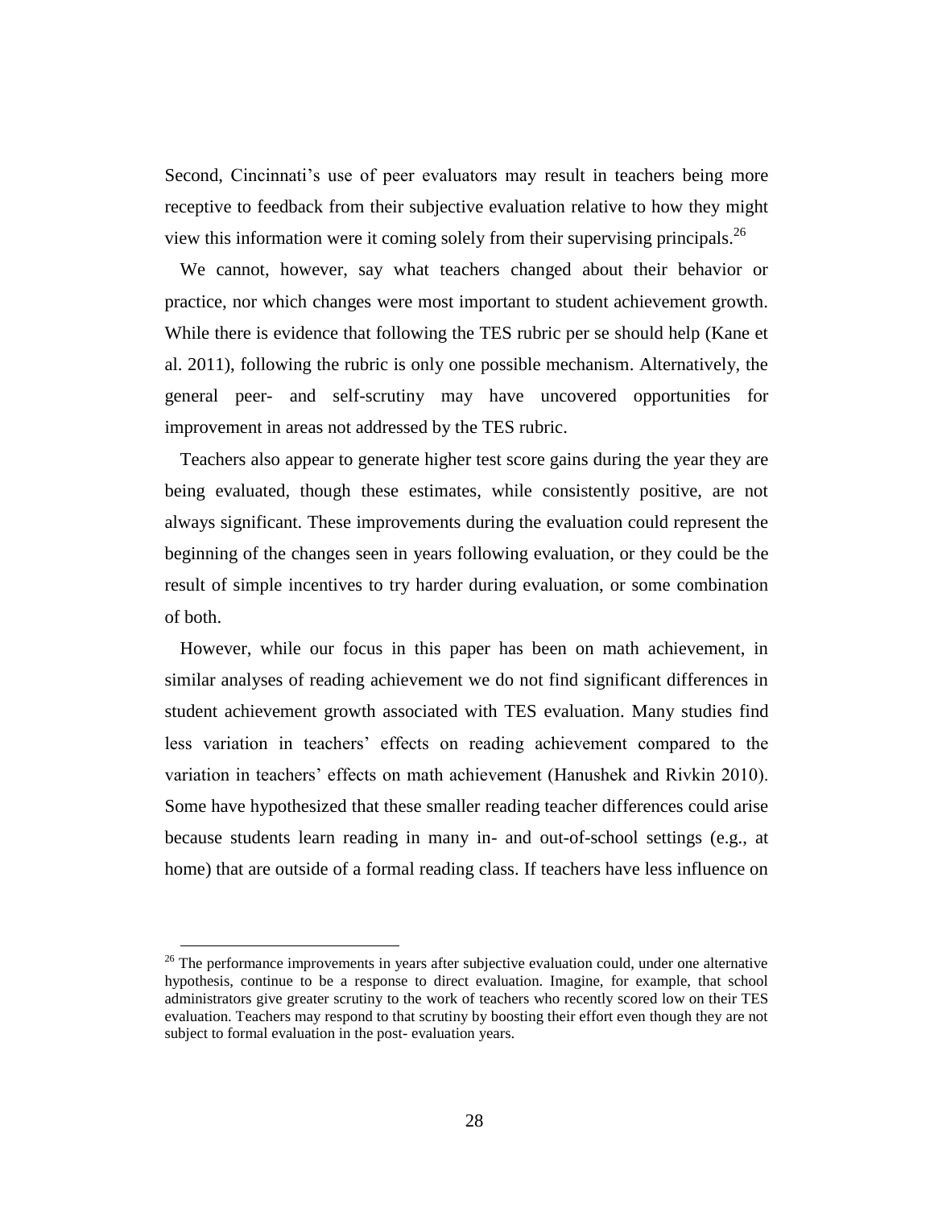Second, Cincinnati's use of peer evaluators may result in teachers being more receptive to feedback from their subjective evaluation relative to how they might view this information were it coming solely from their supervising principals.[26]

We cannot, however, say what teachers changed about their behavior or practice, nor which changes were most important to student achievement growth. While there is evidence that following the TES rubric per se should help (Kane et al. 2011), following the rubric is only one possible mechanism. Alternatively, the general peer- and self-scrutiny may have uncovered opportunities for improvement in areas not addressed by the TES rubric.

Teachers also appear to generate higher test score gains during the year they are being evaluated, though these estimates, while consistently positive, are not always significant. These improvements during the evaluation could represent the beginning of the changes seen in years following evaluation, or they could be the result of simple incentives to try harder during evaluation, or some combination of both.

However, while our focus in this paper has been on math achievement, in similar analyses of reading achievement we do not find significant differences in student achievement growth associated with TES evaluation. Many studies find less variation in teachers' effects on reading achievement compared to the variation in teachers' effects on math achievement (Hanushek and Rivkin 2010). Some have hypothesized that these smaller reading teacher differences could arise because students learn reading in many in- and out-of-school settings (e.g., at home) that are outside of a formal reading class. If teachers have less influence on

[26] The performance improvements in years after subjective evaluation could, under one alternative hypothesis, continue to be a response to direct evaluation. Imagine, for example, that school administrators give greater scrutiny to the work of teachers who recently scored low on their TES evaluation. Teachers may respond to that scrutiny by boosting their effort even though they are not subject to formal evaluation in the post- evaluation years.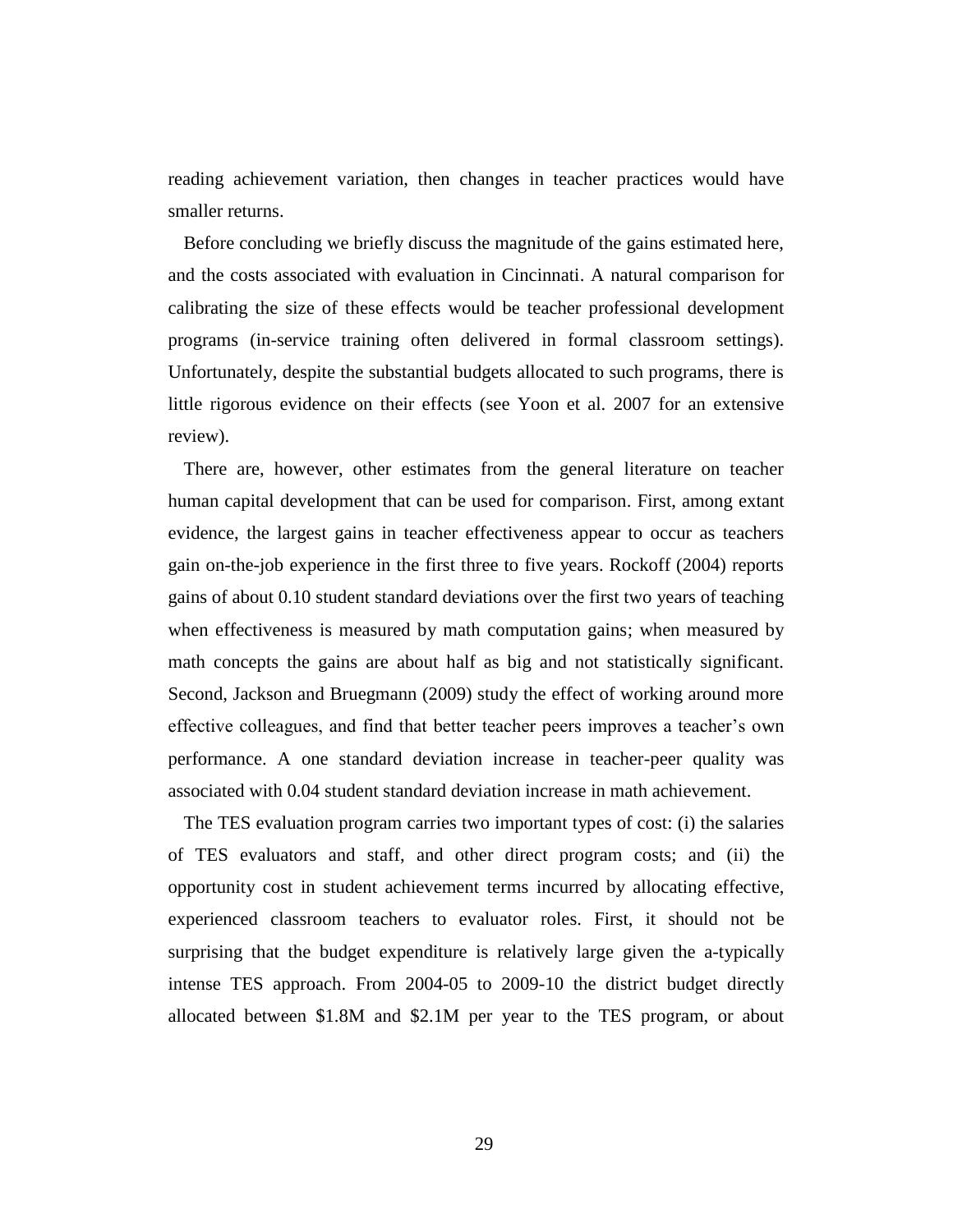reading achievement variation, then changes in teacher practices would have smaller returns.

Before concluding we briefly discuss the magnitude of the gains estimated here, and the costs associated with evaluation in Cincinnati. A natural comparison for calibrating the size of these effects would be teacher professional development programs (in-service training often delivered in formal classroom settings). Unfortunately, despite the substantial budgets allocated to such programs, there is little rigorous evidence on their effects (see Yoon et al. 2007 for an extensive review).

There are, however, other estimates from the general literature on teacher human capital development that can be used for comparison. First, among extant evidence, the largest gains in teacher effectiveness appear to occur as teachers gain on-the-job experience in the first three to five years. Rockoff (2004) reports gains of about 0.10 student standard deviations over the first two years of teaching when effectiveness is measured by math computation gains; when measured by math concepts the gains are about half as big and not statistically significant. Second, Jackson and Bruegmann (2009) study the effect of working around more effective colleagues, and find that better teacher peers improves a teacher's own performance. A one standard deviation increase in teacher-peer quality was associated with 0.04 student standard deviation increase in math achievement.

The TES evaluation program carries two important types of cost: (i) the salaries of TES evaluators and staff, and other direct program costs; and (ii) the opportunity cost in student achievement terms incurred by allocating effective, experienced classroom teachers to evaluator roles. First, it should not be surprising that the budget expenditure is relatively large given the a-typically intense TES approach. From 2004-05 to 2009-10 the district budget directly allocated between \$1.8M and \$2.1M per year to the TES program, or about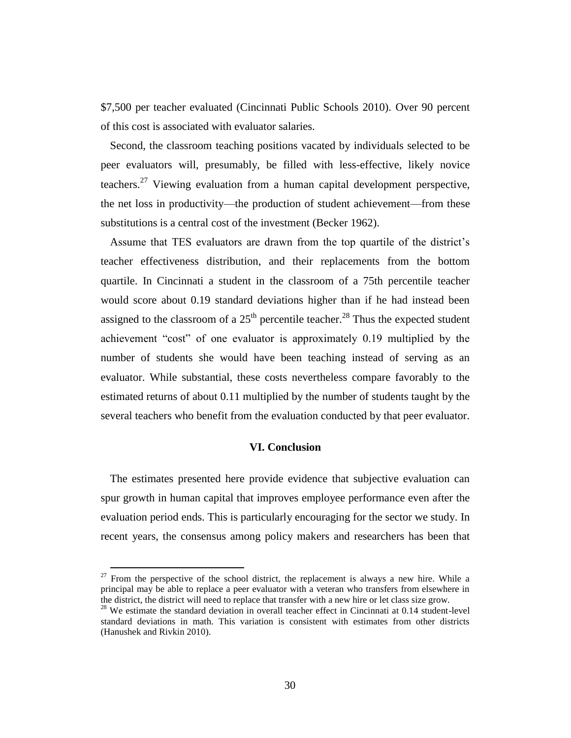$7,500 per teacher evaluated (Cincinnati Public Schools 2010). Over 90 percent of this cost is associated with evaluator salaries.

Second, the classroom teaching positions vacated by individuals selected to be peer evaluators will, presumably, be filled with less-effective, likely novice teachers.[27] Viewing evaluation from a human capital development perspective, the net loss in productivity—the production of student achievement—from these substitutions is a central cost of the investment (Becker 1962).

Assume that TES evaluators are drawn from the top quartile of the district's teacher effectiveness distribution, and their replacements from the bottom quartile. In Cincinnati a student in the classroom of a 75th percentile teacher would score about 0.19 standard deviations higher than if he had instead been assigned to the classroom of a 25th percentile teacher.[28] Thus the expected student achievement "cost" of one evaluator is approximately 0.19 multiplied by the number of students she would have been teaching instead of serving as an evaluator. While substantial, these costs nevertheless compare favorably to the estimated returns of about 0.11 multiplied by the number of students taught by the several teachers who benefit from the evaluation conducted by that peer evaluator.

## VI. Conclusion

The estimates presented here provide evidence that subjective evaluation can spur growth in human capital that improves employee performance even after the evaluation period ends. This is particularly encouraging for the sector we study. In recent years, the consensus among policy makers and researchers has been that

[27] From the perspective of the school district, the replacement is always a new hire. While a principal may be able to replace a peer evaluator with a veteran who transfers from elsewhere in the district, the district will need to replace that transfer with a new hire or let class size grow.

[28] We estimate the standard deviation in overall teacher effect in Cincinnati at 0.14 student-level standard deviations in math. This variation is consistent with estimates from other districts (Hanushek and Rivkin 2010).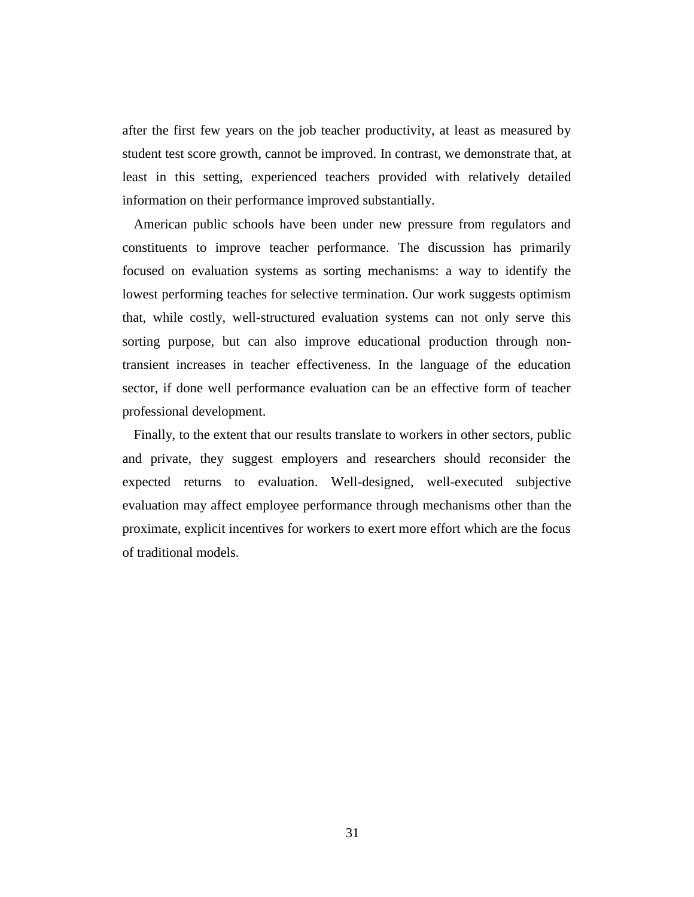after the first few years on the job teacher productivity, at least as measured by student test score growth, cannot be improved. In contrast, we demonstrate that, at least in this setting, experienced teachers provided with relatively detailed information on their performance improved substantially.

American public schools have been under new pressure from regulators and constituents to improve teacher performance. The discussion has primarily focused on evaluation systems as sorting mechanisms: a way to identify the lowest performing teaches for selective termination. Our work suggests optimism that, while costly, well-structured evaluation systems can not only serve this sorting purpose, but can also improve educational production through non-transient increases in teacher effectiveness. In the language of the education sector, if done well performance evaluation can be an effective form of teacher professional development.

Finally, to the extent that our results translate to workers in other sectors, public and private, they suggest employers and researchers should reconsider the expected returns to evaluation. Well-designed, well-executed subjective evaluation may affect employee performance through mechanisms other than the proximate, explicit incentives for workers to exert more effort which are the focus of traditional models.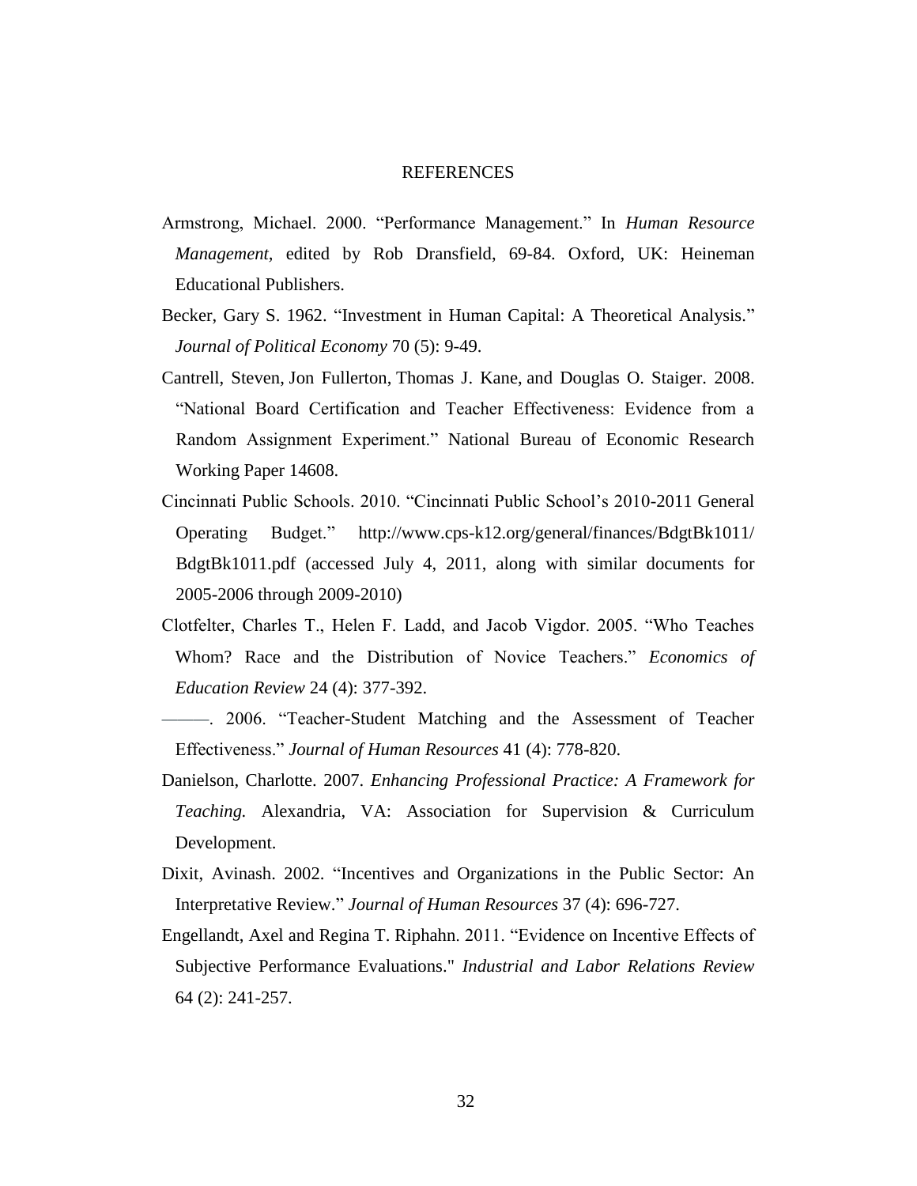# REFERENCES

Armstrong, Michael. 2000. "Performance Management." In *Human Resource Management*, edited by Rob Dransfield, 69-84. Oxford, UK: Heineman Educational Publishers.

Becker, Gary S. 1962. "Investment in Human Capital: A Theoretical Analysis." *Journal of Political Economy* 70 (5): 9-49.

Cantrell, Steven, Jon Fullerton, Thomas J. Kane, and Douglas O. Staiger. 2008. "National Board Certification and Teacher Effectiveness: Evidence from a Random Assignment Experiment." National Bureau of Economic Research Working Paper 14608.

Cincinnati Public Schools. 2010. "Cincinnati Public School's 2010-2011 General Operating Budget." http://www.cps-k12.org/general/finances/BdgtBk1011/BdgtBk1011.pdf (accessed July 4, 2011, along with similar documents for 2005-2006 through 2009-2010)

Clotfelter, Charles T., Helen F. Ladd, and Jacob Vigdor. 2005. "Who Teaches Whom? Race and the Distribution of Novice Teachers." *Economics of Education Review* 24 (4): 377-392.

———. 2006. "Teacher-Student Matching and the Assessment of Teacher Effectiveness." *Journal of Human Resources* 41 (4): 778-820.

Danielson, Charlotte. 2007. *Enhancing Professional Practice: A Framework for Teaching.* Alexandria, VA: Association for Supervision & Curriculum Development.

Dixit, Avinash. 2002. "Incentives and Organizations in the Public Sector: An Interpretative Review." *Journal of Human Resources* 37 (4): 696-727.

Engellandt, Axel and Regina T. Riphahn. 2011. "Evidence on Incentive Effects of Subjective Performance Evaluations." *Industrial and Labor Relations Review* 64 (2): 241-257.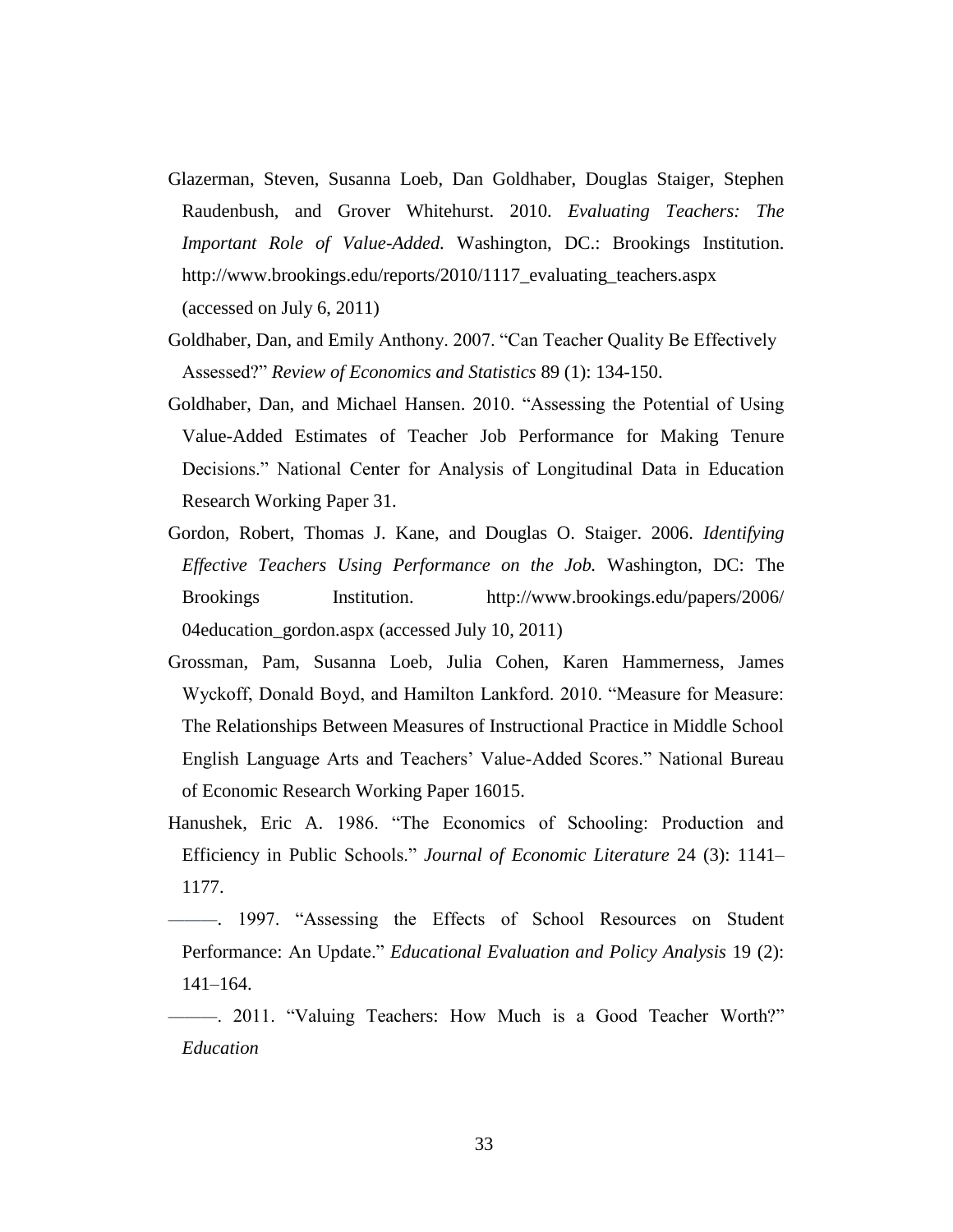Glazerman, Steven, Susanna Loeb, Dan Goldhaber, Douglas Staiger, Stephen Raudenbush, and Grover Whitehurst. 2010. *Evaluating Teachers: The Important Role of Value-Added.* Washington, DC.: Brookings Institution. http://www.brookings.edu/reports/2010/1117_evaluating_teachers.aspx (accessed on July 6, 2011)

Goldhaber, Dan, and Emily Anthony. 2007. "Can Teacher Quality Be Effectively Assessed?" *Review of Economics and Statistics* 89 (1): 134-150.

Goldhaber, Dan, and Michael Hansen. 2010. "Assessing the Potential of Using Value-Added Estimates of Teacher Job Performance for Making Tenure Decisions." National Center for Analysis of Longitudinal Data in Education Research Working Paper 31.

Gordon, Robert, Thomas J. Kane, and Douglas O. Staiger. 2006. *Identifying Effective Teachers Using Performance on the Job.* Washington, DC: The Brookings Institution. http://www.brookings.edu/papers/2006/04education_gordon.aspx (accessed July 10, 2011)

Grossman, Pam, Susanna Loeb, Julia Cohen, Karen Hammerness, James Wyckoff, Donald Boyd, and Hamilton Lankford. 2010. "Measure for Measure: The Relationships Between Measures of Instructional Practice in Middle School English Language Arts and Teachers' Value-Added Scores." National Bureau of Economic Research Working Paper 16015.

Hanushek, Eric A. 1986. "The Economics of Schooling: Production and Efficiency in Public Schools." *Journal of Economic Literature* 24 (3): 1141–1177.

———. 1997. "Assessing the Effects of School Resources on Student Performance: An Update." *Educational Evaluation and Policy Analysis* 19 (2): 141–164.

———. 2011. "Valuing Teachers: How Much is a Good Teacher Worth?" *Education*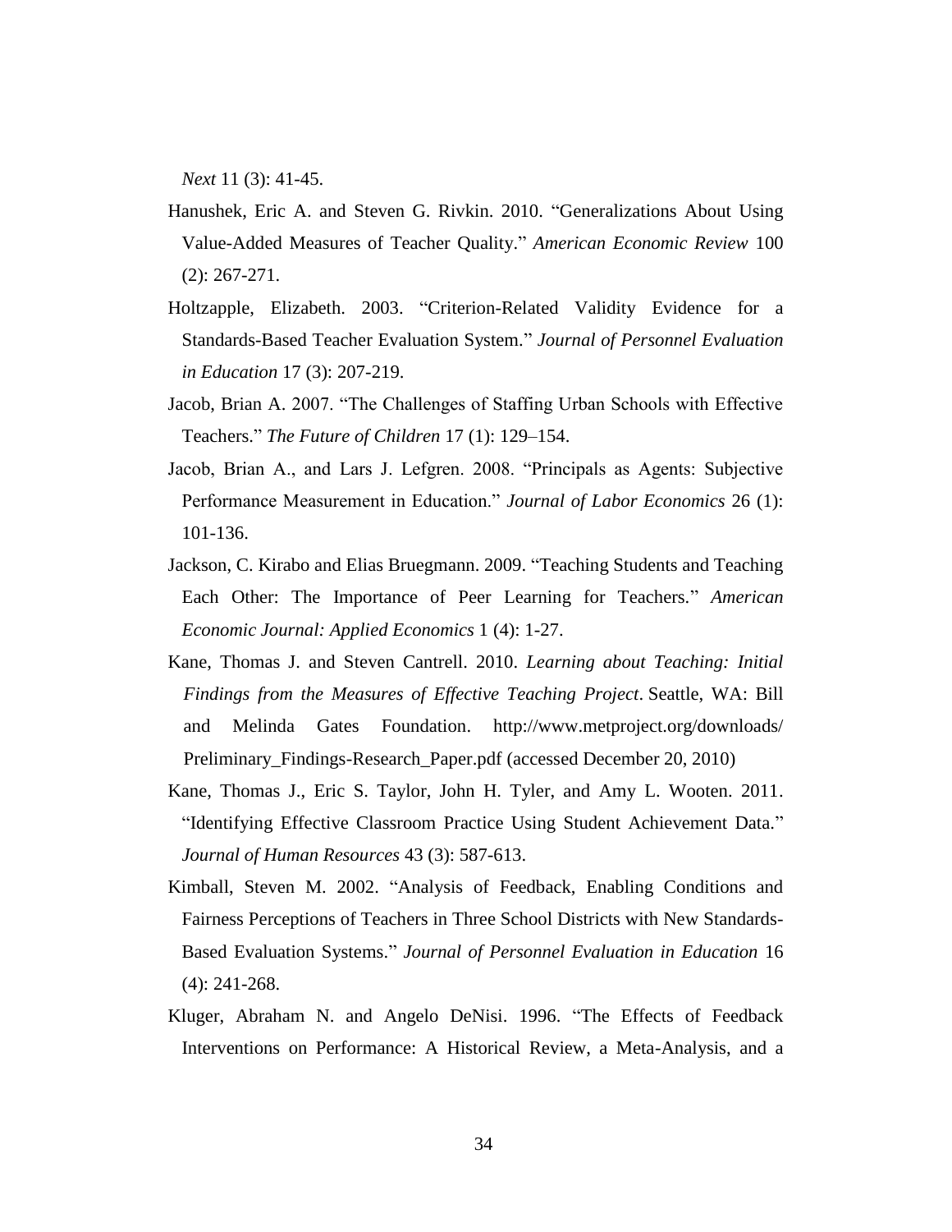*Next* 11 (3): 41-45.

Hanushek, Eric A. and Steven G. Rivkin. 2010. "Generalizations About Using Value-Added Measures of Teacher Quality." *American Economic Review* 100 (2): 267-271.

Holtzapple, Elizabeth. 2003. "Criterion-Related Validity Evidence for a Standards-Based Teacher Evaluation System." *Journal of Personnel Evaluation in Education* 17 (3): 207-219.

Jacob, Brian A. 2007. "The Challenges of Staffing Urban Schools with Effective Teachers." *The Future of Children* 17 (1): 129–154.

Jacob, Brian A., and Lars J. Lefgren. 2008. "Principals as Agents: Subjective Performance Measurement in Education." *Journal of Labor Economics* 26 (1): 101-136.

Jackson, C. Kirabo and Elias Bruegmann. 2009. "Teaching Students and Teaching Each Other: The Importance of Peer Learning for Teachers." *American Economic Journal: Applied Economics* 1 (4): 1-27.

Kane, Thomas J. and Steven Cantrell. 2010. *Learning about Teaching: Initial Findings from the Measures of Effective Teaching Project*. Seattle, WA: Bill and Melinda Gates Foundation. http://www.metproject.org/downloads/Preliminary_Findings-Research_Paper.pdf (accessed December 20, 2010)

Kane, Thomas J., Eric S. Taylor, John H. Tyler, and Amy L. Wooten. 2011. "Identifying Effective Classroom Practice Using Student Achievement Data." *Journal of Human Resources* 43 (3): 587-613.

Kimball, Steven M. 2002. "Analysis of Feedback, Enabling Conditions and Fairness Perceptions of Teachers in Three School Districts with New Standards-Based Evaluation Systems." *Journal of Personnel Evaluation in Education* 16 (4): 241-268.

Kluger, Abraham N. and Angelo DeNisi. 1996. "The Effects of Feedback Interventions on Performance: A Historical Review, a Meta-Analysis, and a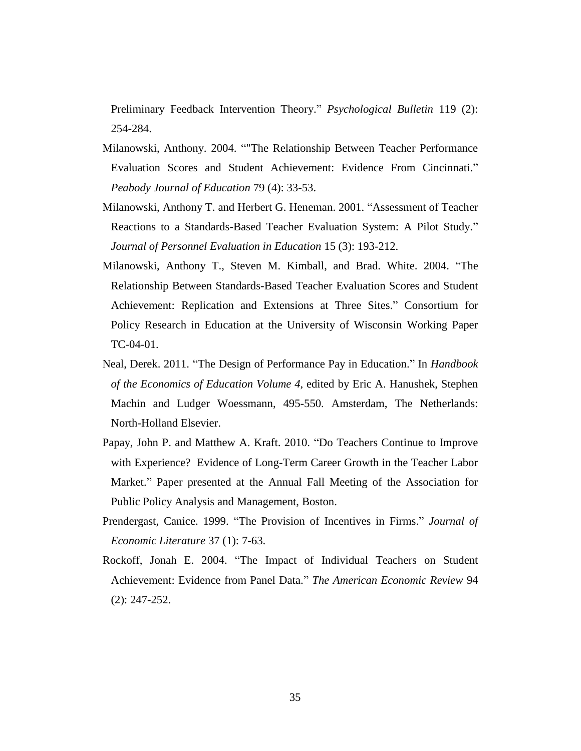Preliminary Feedback Intervention Theory." *Psychological Bulletin* 119 (2): 254-284.

Milanowski, Anthony. 2004. ""The Relationship Between Teacher Performance Evaluation Scores and Student Achievement: Evidence From Cincinnati." *Peabody Journal of Education* 79 (4): 33-53.

Milanowski, Anthony T. and Herbert G. Heneman. 2001. "Assessment of Teacher Reactions to a Standards-Based Teacher Evaluation System: A Pilot Study." *Journal of Personnel Evaluation in Education* 15 (3): 193-212.

Milanowski, Anthony T., Steven M. Kimball, and Brad. White. 2004. "The Relationship Between Standards-Based Teacher Evaluation Scores and Student Achievement: Replication and Extensions at Three Sites." Consortium for Policy Research in Education at the University of Wisconsin Working Paper TC-04-01.

Neal, Derek. 2011. "The Design of Performance Pay in Education." In *Handbook of the Economics of Education Volume 4*, edited by Eric A. Hanushek, Stephen Machin and Ludger Woessmann, 495-550. Amsterdam, The Netherlands: North-Holland Elsevier.

Papay, John P. and Matthew A. Kraft. 2010. "Do Teachers Continue to Improve with Experience? Evidence of Long-Term Career Growth in the Teacher Labor Market." Paper presented at the Annual Fall Meeting of the Association for Public Policy Analysis and Management, Boston.

Prendergast, Canice. 1999. "The Provision of Incentives in Firms." *Journal of Economic Literature* 37 (1): 7-63.

Rockoff, Jonah E. 2004. "The Impact of Individual Teachers on Student Achievement: Evidence from Panel Data." *The American Economic Review* 94 (2): 247-252.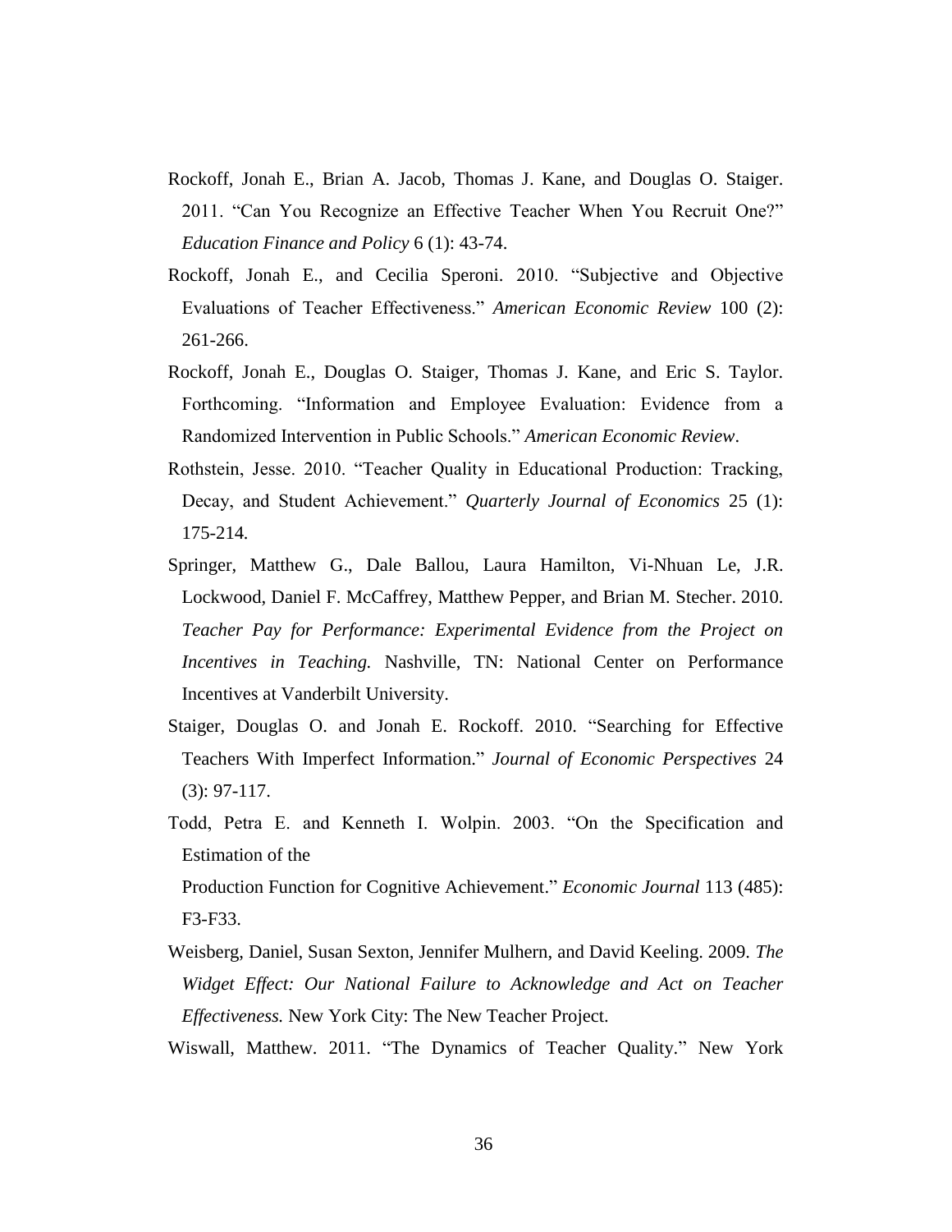Rockoff, Jonah E., Brian A. Jacob, Thomas J. Kane, and Douglas O. Staiger. 2011. "Can You Recognize an Effective Teacher When You Recruit One?" *Education Finance and Policy* 6 (1): 43-74.

Rockoff, Jonah E., and Cecilia Speroni. 2010. "Subjective and Objective Evaluations of Teacher Effectiveness." *American Economic Review* 100 (2): 261-266.

Rockoff, Jonah E., Douglas O. Staiger, Thomas J. Kane, and Eric S. Taylor. Forthcoming. "Information and Employee Evaluation: Evidence from a Randomized Intervention in Public Schools." *American Economic Review*.

Rothstein, Jesse. 2010. "Teacher Quality in Educational Production: Tracking, Decay, and Student Achievement." *Quarterly Journal of Economics* 25 (1): 175-214.

Springer, Matthew G., Dale Ballou, Laura Hamilton, Vi-Nhuan Le, J.R. Lockwood, Daniel F. McCaffrey, Matthew Pepper, and Brian M. Stecher. 2010. *Teacher Pay for Performance: Experimental Evidence from the Project on Incentives in Teaching.* Nashville, TN: National Center on Performance Incentives at Vanderbilt University.

Staiger, Douglas O. and Jonah E. Rockoff. 2010. "Searching for Effective Teachers With Imperfect Information." *Journal of Economic Perspectives* 24 (3): 97-117.

Todd, Petra E. and Kenneth I. Wolpin. 2003. "On the Specification and Estimation of the
Production Function for Cognitive Achievement." *Economic Journal* 113 (485): F3-F33.

Weisberg, Daniel, Susan Sexton, Jennifer Mulhern, and David Keeling. 2009. *The Widget Effect: Our National Failure to Acknowledge and Act on Teacher Effectiveness.* New York City: The New Teacher Project.

Wiswall, Matthew. 2011. "The Dynamics of Teacher Quality." New York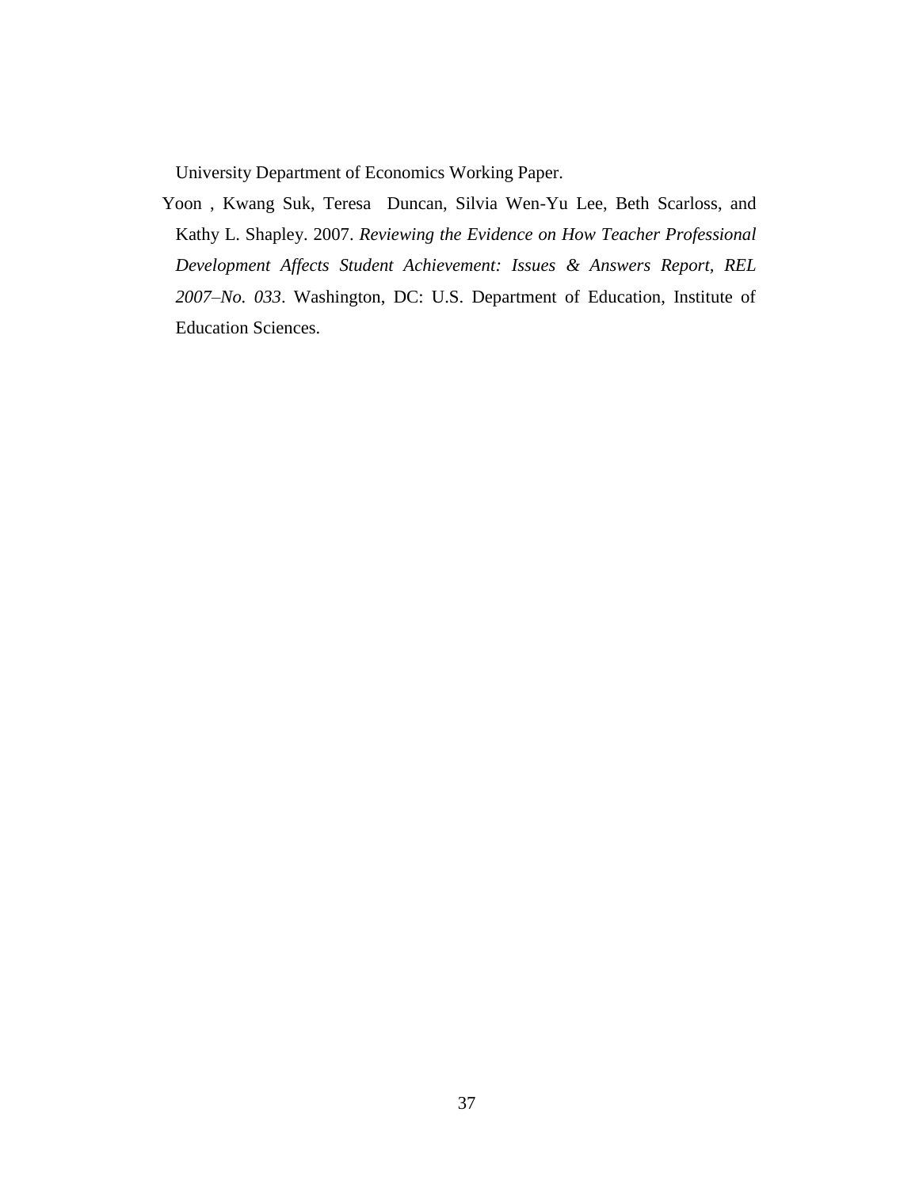University Department of Economics Working Paper.

Yoon , Kwang Suk, Teresa Duncan, Silvia Wen-Yu Lee, Beth Scarloss, and Kathy L. Shapley. 2007. *Reviewing the Evidence on How Teacher Professional Development Affects Student Achievement: Issues & Answers Report, REL 2007–No. 033*. Washington, DC: U.S. Department of Education, Institute of Education Sciences.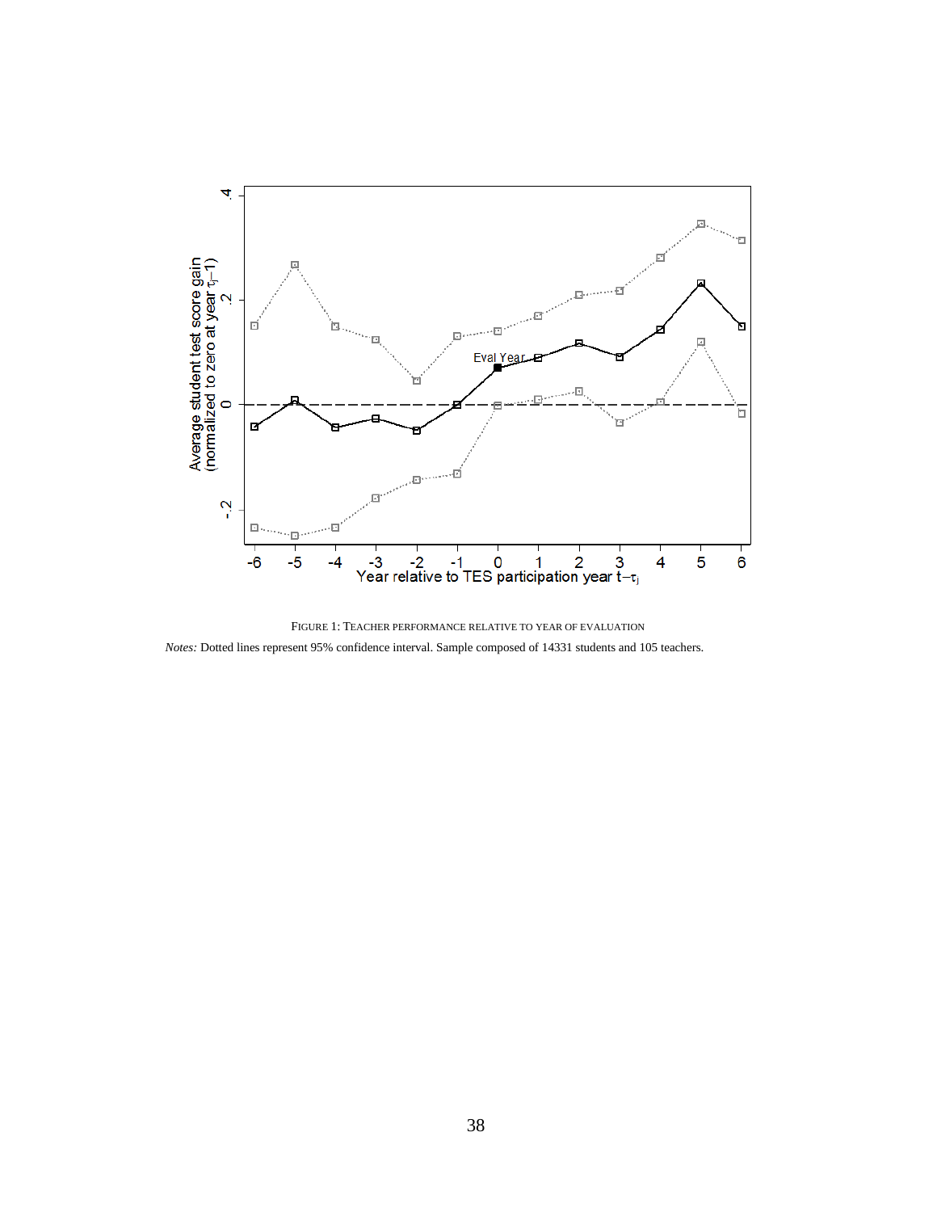FIGURE 1: TEACHER PERFORMANCE RELATIVE TO YEAR OF EVALUATION

*Notes:* Dotted lines represent 95% confidence interval. Sample composed of 14331 students and 105 teachers.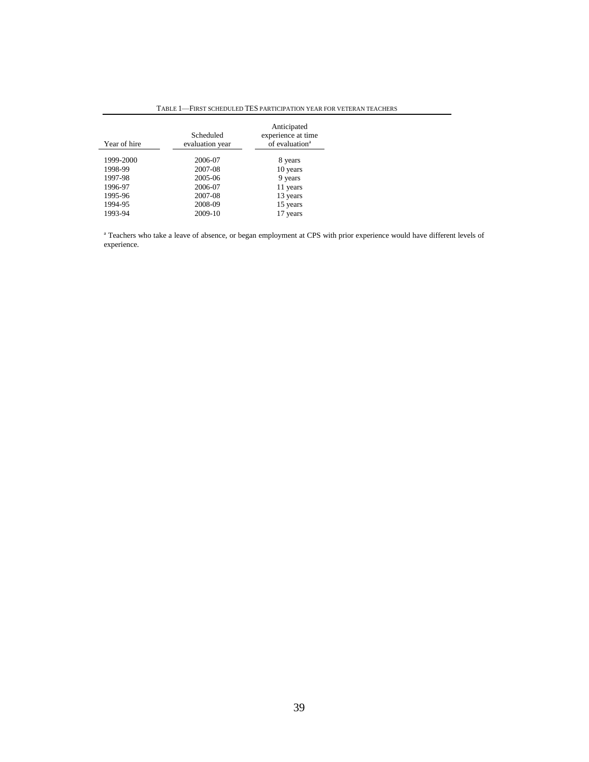TABLE 1—FIRST SCHEDULED TES PARTICIPATION YEAR FOR VETERAN TEACHERS

| Year of hire | Scheduled evaluation year | Anticipated experience at time of evaluation[a] |
|---|---|---|
| 1999-2000 | 2006-07 | 8 years |
| 1998-99 | 2007-08 | 10 years |
| 1997-98 | 2005-06 | 9 years |
| 1996-97 | 2006-07 | 11 years |
| 1995-96 | 2007-08 | 13 years |
| 1994-95 | 2008-09 | 15 years |
| 1993-94 | 2009-10 | 17 years |

[a] Teachers who take a leave of absence, or began employment at CPS with prior experience would have different levels of experience.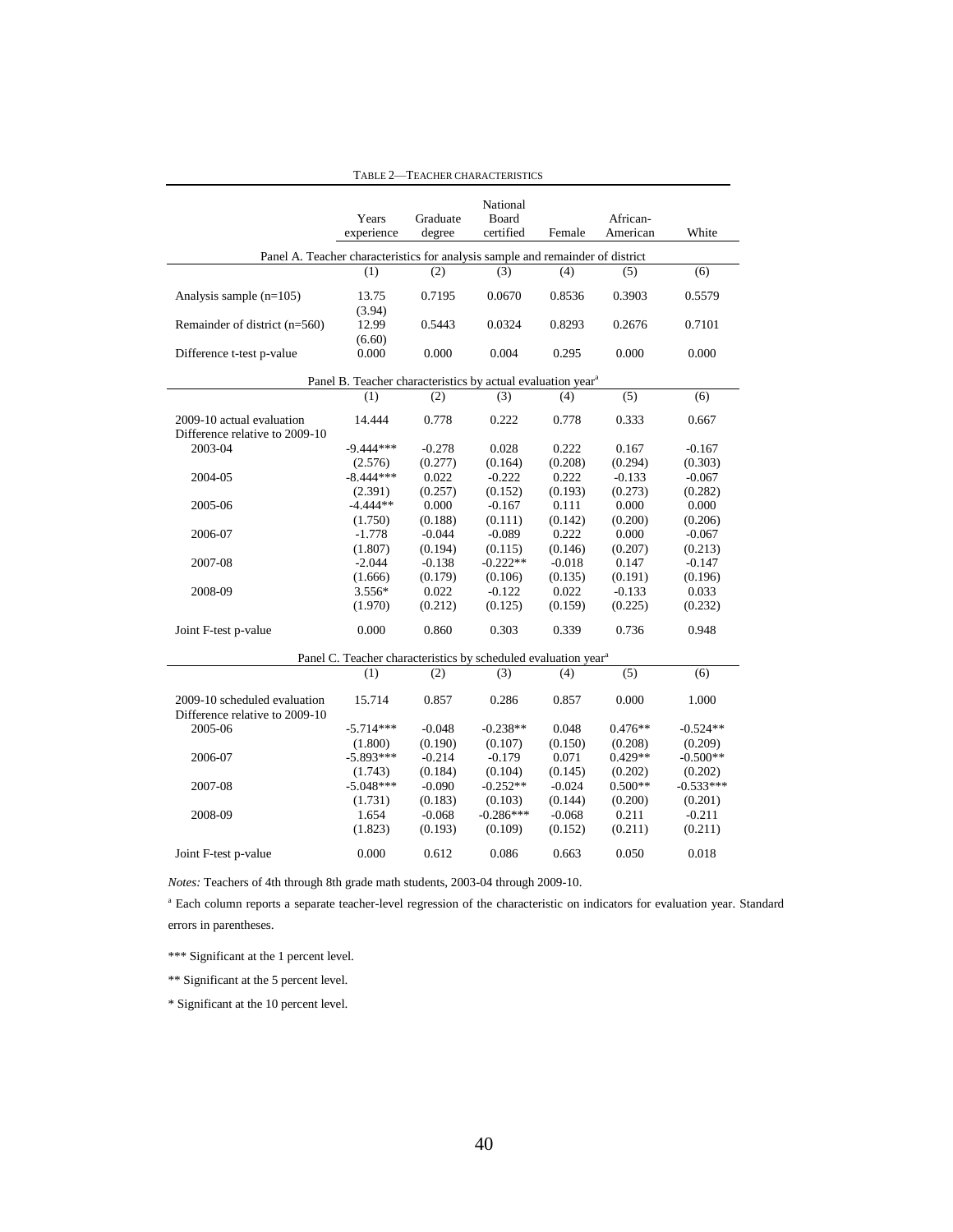TABLE 2—TEACHER CHARACTERISTICS

| | Years experience | Graduate degree | National Board certified | Female | African-American | White |
|---|---|---|---|---|---|---|
| **Panel A. Teacher characteristics for analysis sample and remainder of district** | | | | | | |
| | (1) | (2) | (3) | (4) | (5) | (6) |
| Analysis sample (n=105) | 13.75 | 0.7195 | 0.0670 | 0.8536 | 0.3903 | 0.5579 |
| | (3.94) | | | | | |
| Remainder of district (n=560) | 12.99 | 0.5443 | 0.0324 | 0.8293 | 0.2676 | 0.7101 |
| | (6.60) | | | | | |
| Difference t-test p-value | 0.000 | 0.000 | 0.004 | 0.295 | 0.000 | 0.000 |
| **Panel B. Teacher characteristics by actual evaluation year[a]** | | | | | | |
| | (1) | (2) | (3) | (4) | (5) | (6) |
| 2009-10 actual evaluation | 14.444 | 0.778 | 0.222 | 0.778 | 0.333 | 0.667 |
| Difference relative to 2009-10 | | | | | | |
| 2003-04 | -9.444*** | -0.278 | 0.028 | 0.222 | 0.167 | -0.167 |
| | (2.576) | (0.277) | (0.164) | (0.208) | (0.294) | (0.303) |
| 2004-05 | -8.444*** | 0.022 | -0.222 | 0.222 | -0.133 | -0.067 |
| | (2.391) | (0.257) | (0.152) | (0.193) | (0.273) | (0.282) |
| 2005-06 | -4.444** | 0.000 | -0.167 | 0.111 | 0.000 | 0.000 |
| | (1.750) | (0.188) | (0.111) | (0.142) | (0.200) | (0.206) |
| 2006-07 | -1.778 | -0.044 | -0.089 | 0.222 | 0.000 | -0.067 |
| | (1.807) | (0.194) | (0.115) | (0.146) | (0.207) | (0.213) |
| 2007-08 | -2.044 | -0.138 | -0.222** | -0.018 | 0.147 | -0.147 |
| | (1.666) | (0.179) | (0.106) | (0.135) | (0.191) | (0.196) |
| 2008-09 | 3.556* | 0.022 | -0.122 | 0.022 | -0.133 | 0.033 |
| | (1.970) | (0.212) | (0.125) | (0.159) | (0.225) | (0.232) |
| Joint F-test p-value | 0.000 | 0.860 | 0.303 | 0.339 | 0.736 | 0.948 |
| **Panel C. Teacher characteristics by scheduled evaluation year[a]** | | | | | | |
| | (1) | (2) | (3) | (4) | (5) | (6) |
| 2009-10 scheduled evaluation | 15.714 | 0.857 | 0.286 | 0.857 | 0.000 | 1.000 |
| Difference relative to 2009-10 | | | | | | |
| 2005-06 | -5.714*** | -0.048 | -0.238** | 0.048 | 0.476** | -0.524** |
| | (1.800) | (0.190) | (0.107) | (0.150) | (0.208) | (0.209) |
| 2006-07 | -5.893*** | -0.214 | -0.179 | 0.071 | 0.429** | -0.500** |
| | (1.743) | (0.184) | (0.104) | (0.145) | (0.202) | (0.202) |
| 2007-08 | -5.048*** | -0.090 | -0.252** | -0.024 | 0.500** | -0.533*** |
| | (1.731) | (0.183) | (0.103) | (0.144) | (0.200) | (0.201) |
| 2008-09 | 1.654 | -0.068 | -0.286*** | -0.068 | 0.211 | -0.211 |
| | (1.823) | (0.193) | (0.109) | (0.152) | (0.211) | (0.211) |
| Joint F-test p-value | 0.000 | 0.612 | 0.086 | 0.663 | 0.050 | 0.018 |

*Notes:* Teachers of 4th through 8th grade math students, 2003-04 through 2009-10.

[a] Each column reports a separate teacher-level regression of the characteristic on indicators for evaluation year. Standard errors in parentheses.

*** Significant at the 1 percent level.

** Significant at the 5 percent level.

* Significant at the 10 percent level.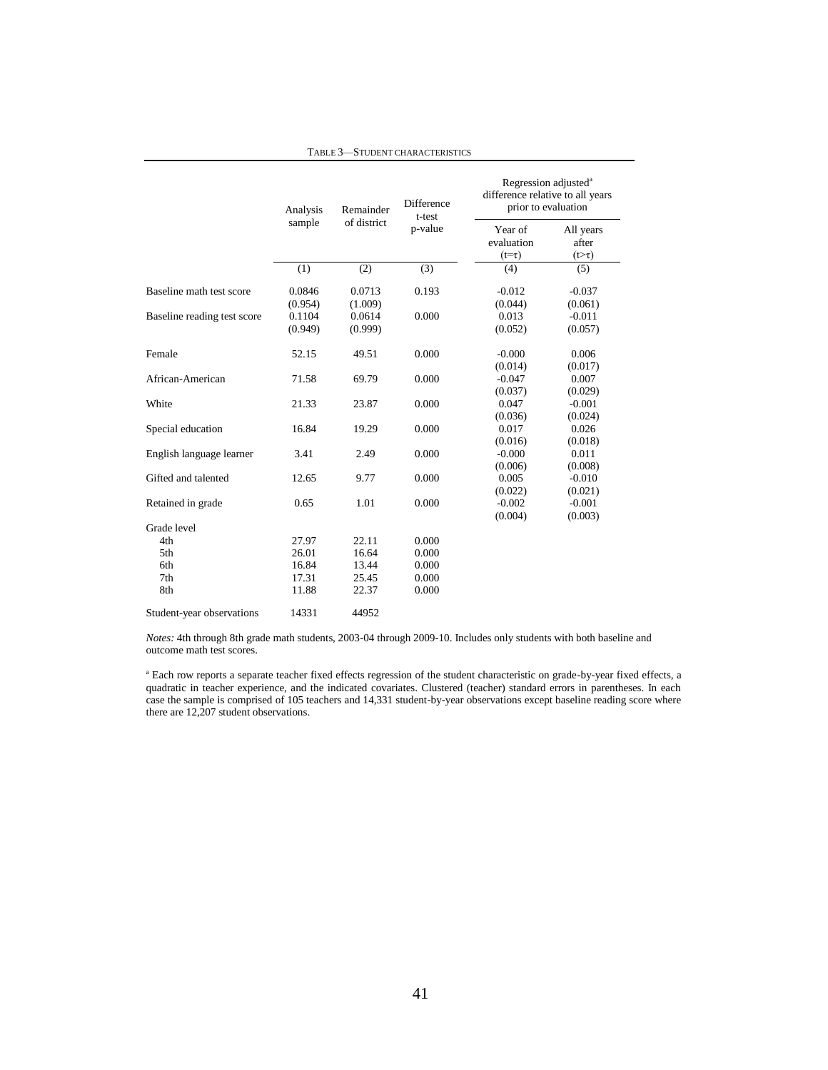TABLE 3—STUDENT CHARACTERISTICS

| | Analysis sample | Remainder of district | Difference t-test p-value | Regression adjusted[a] difference relative to all years prior to evaluation | |
|---|---|---|---|---|---|
| | | | | Year of evaluation ($t=\tau$) | All years after ($t>\tau$) |
| | (1) | (2) | (3) | (4) | (5) |
| Baseline math test score | 0.0846 | 0.0713 | 0.193 | -0.012 | -0.037 |
| | (0.954) | (1.009) | | (0.044) | (0.061) |
| Baseline reading test score | 0.1104 | 0.0614 | 0.000 | 0.013 | -0.011 |
| | (0.949) | (0.999) | | (0.052) | (0.057) |
| Female | 52.15 | 49.51 | 0.000 | -0.000 | 0.006 |
| | | | | (0.014) | (0.017) |
| African-American | 71.58 | 69.79 | 0.000 | -0.047 | 0.007 |
| | | | | (0.037) | (0.029) |
| White | 21.33 | 23.87 | 0.000 | 0.047 | -0.001 |
| | | | | (0.036) | (0.024) |
| Special education | 16.84 | 19.29 | 0.000 | 0.017 | 0.026 |
| | | | | (0.016) | (0.018) |
| English language learner | 3.41 | 2.49 | 0.000 | -0.000 | 0.011 |
| | | | | (0.006) | (0.008) |
| Gifted and talented | 12.65 | 9.77 | 0.000 | 0.005 | -0.010 |
| | | | | (0.022) | (0.021) |
| Retained in grade | 0.65 | 1.01 | 0.000 | -0.002 | -0.001 |
| | | | | (0.004) | (0.003) |
| Grade level | | | | | |
| 4th | 27.97 | 22.11 | 0.000 | | |
| 5th | 26.01 | 16.64 | 0.000 | | |
| 6th | 16.84 | 13.44 | 0.000 | | |
| 7th | 17.31 | 25.45 | 0.000 | | |
| 8th | 11.88 | 22.37 | 0.000 | | |
| Student-year observations | 14331 | 44952 | | | |

*Notes:* 4th through 8th grade math students, 2003-04 through 2009-10. Includes only students with both baseline and outcome math test scores.

[a] Each row reports a separate teacher fixed effects regression of the student characteristic on grade-by-year fixed effects, a quadratic in teacher experience, and the indicated covariates. Clustered (teacher) standard errors in parentheses. In each case the sample is comprised of 105 teachers and 14,331 student-by-year observations except baseline reading score where there are 12,207 student observations.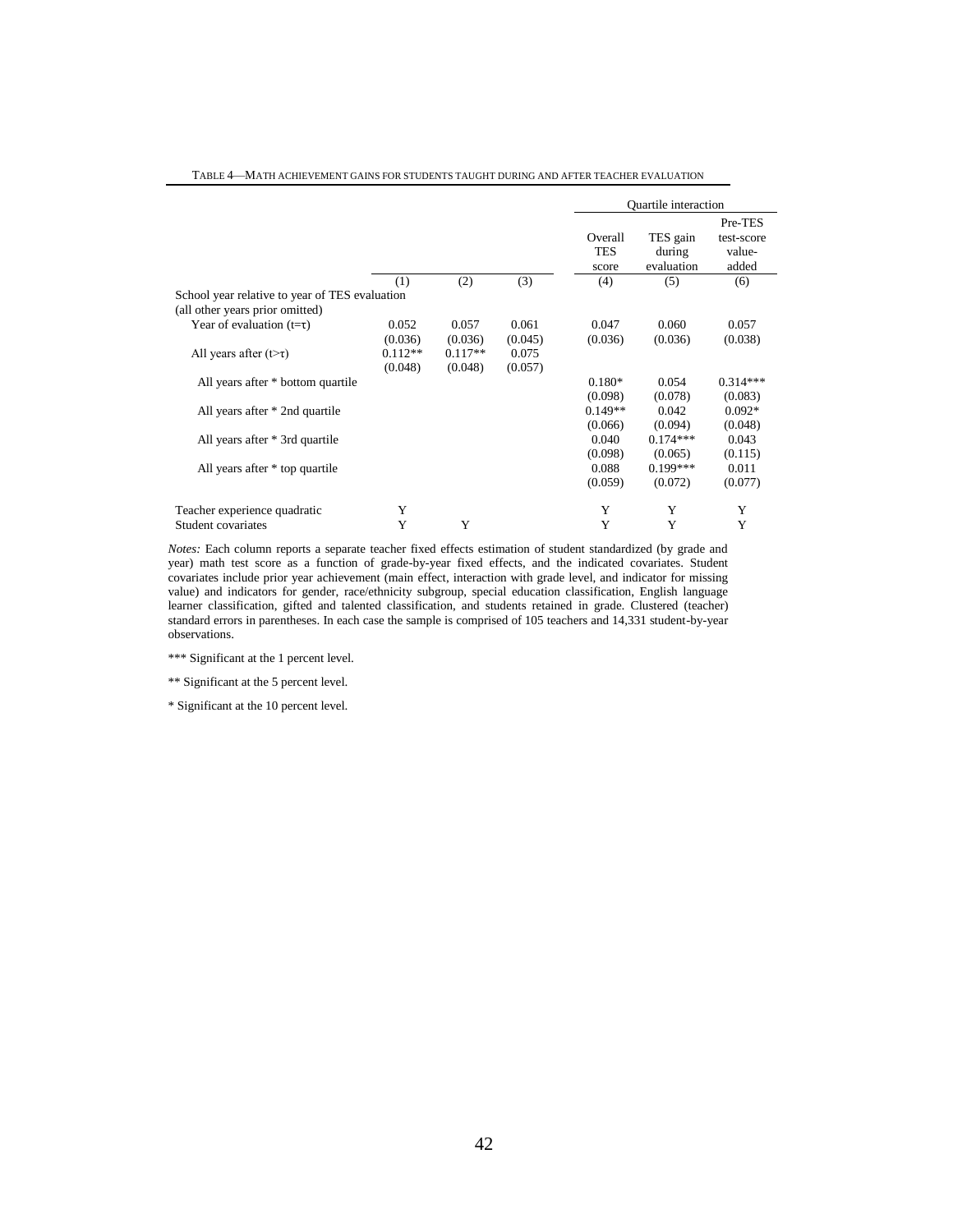TABLE 4—MATH ACHIEVEMENT GAINS FOR STUDENTS TAUGHT DURING AND AFTER TEACHER EVALUATION

| | | | | Quartile interaction | | |
|---|---|---|---|---|---|---|
| | | | | Overall TES score | TES gain during evaluation | Pre-TES test-score value-added |
| | (1) | (2) | (3) | (4) | (5) | (6) |
| School year relative to year of TES evaluation (all other years prior omitted) | | | | | | |
| Year of evaluation ($t=\tau$) | 0.052 | 0.057 | 0.061 | 0.047 | 0.060 | 0.057 |
| | (0.036) | (0.036) | (0.045) | (0.036) | (0.036) | (0.038) |
| All years after ($t>\tau$) | 0.112** | 0.117** | 0.075 | | | |
| | (0.048) | (0.048) | (0.057) | | | |
| All years after * bottom quartile | | | | 0.180* | 0.054 | 0.314*** |
| | | | | (0.098) | (0.078) | (0.083) |
| All years after * 2nd quartile | | | | 0.149** | 0.042 | 0.092* |
| | | | | (0.066) | (0.094) | (0.048) |
| All years after * 3rd quartile | | | | 0.040 | 0.174*** | 0.043 |
| | | | | (0.098) | (0.065) | (0.115) |
| All years after * top quartile | | | | 0.088 | 0.199*** | 0.011 |
| | | | | (0.059) | (0.072) | (0.077) |
| Teacher experience quadratic | Y | | | Y | Y | Y |
| Student covariates | Y | Y | | Y | Y | Y |

*Notes:* Each column reports a separate teacher fixed effects estimation of student standardized (by grade and year) math test score as a function of grade-by-year fixed effects, and the indicated covariates. Student covariates include prior year achievement (main effect, interaction with grade level, and indicator for missing value) and indicators for gender, race/ethnicity subgroup, special education classification, English language learner classification, gifted and talented classification, and students retained in grade. Clustered (teacher) standard errors in parentheses. In each case the sample is comprised of 105 teachers and 14,331 student-by-year observations.

*** Significant at the 1 percent level.

** Significant at the 5 percent level.

* Significant at the 10 percent level.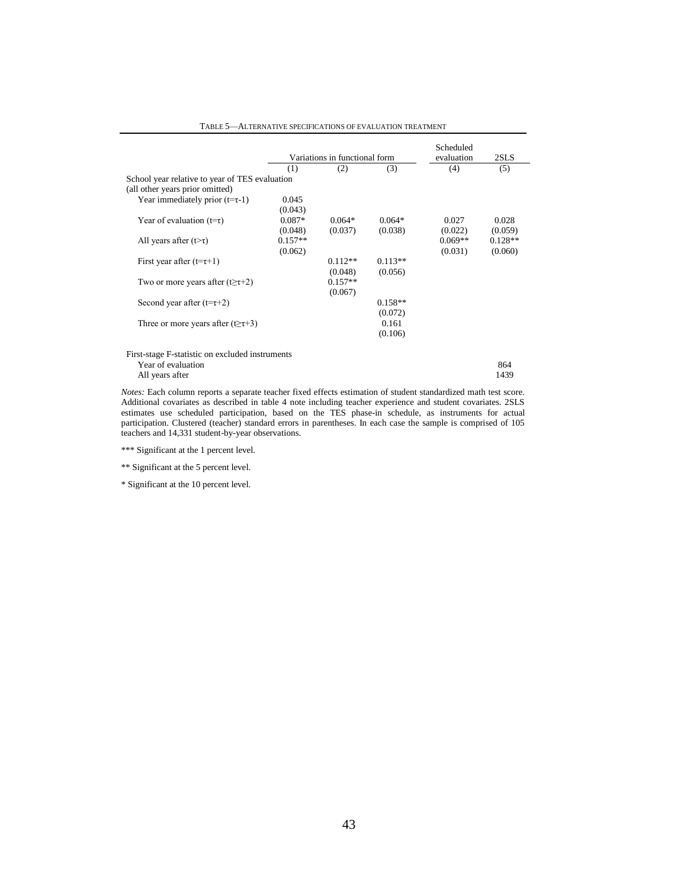TABLE 5—ALTERNATIVE SPECIFICATIONS OF EVALUATION TREATMENT

| | Variations in functional form | | | Scheduled evaluation | 2SLS |
|---|---|---|---|---|---|
| | (1) | (2) | (3) | (4) | (5) |
| School year relative to year of TES evaluation (all other years prior omitted) | | | | | |
| Year immediately prior ($t=\tau-1$) | 0.045 | | | | |
| | (0.043) | | | | |
| Year of evaluation ($t=\tau$) | 0.087* | 0.064* | 0.064* | 0.027 | 0.028 |
| | (0.048) | (0.037) | (0.038) | (0.022) | (0.059) |
| All years after ($t>\tau$) | 0.157** | | | 0.069** | 0.128** |
| | (0.062) | | | (0.031) | (0.060) |
| First year after ($t=\tau+1$) | | 0.112** | 0.113** | | |
| | | (0.048) | (0.056) | | |
| Two or more years after ($t\geq\tau+2$) | | 0.157** | | | |
| | | (0.067) | | | |
| Second year after ($t=\tau+2$) | | | 0.158** | | |
| | | | (0.072) | | |
| Three or more years after ($t\geq\tau+3$) | | | 0.161 | | |
| | | | (0.106) | | |
| First-stage F-statistic on excluded instruments | | | | | |
| Year of evaluation | | | | | 864 |
| All years after | | | | | 1439 |

*Notes:* Each column reports a separate teacher fixed effects estimation of student standardized math test score. Additional covariates as described in table 4 note including teacher experience and student covariates. 2SLS estimates use scheduled participation, based on the TES phase-in schedule, as instruments for actual participation. Clustered (teacher) standard errors in parentheses. In each case the sample is comprised of 105 teachers and 14,331 student-by-year observations.

*** Significant at the 1 percent level.

** Significant at the 5 percent level.

* Significant at the 10 percent level.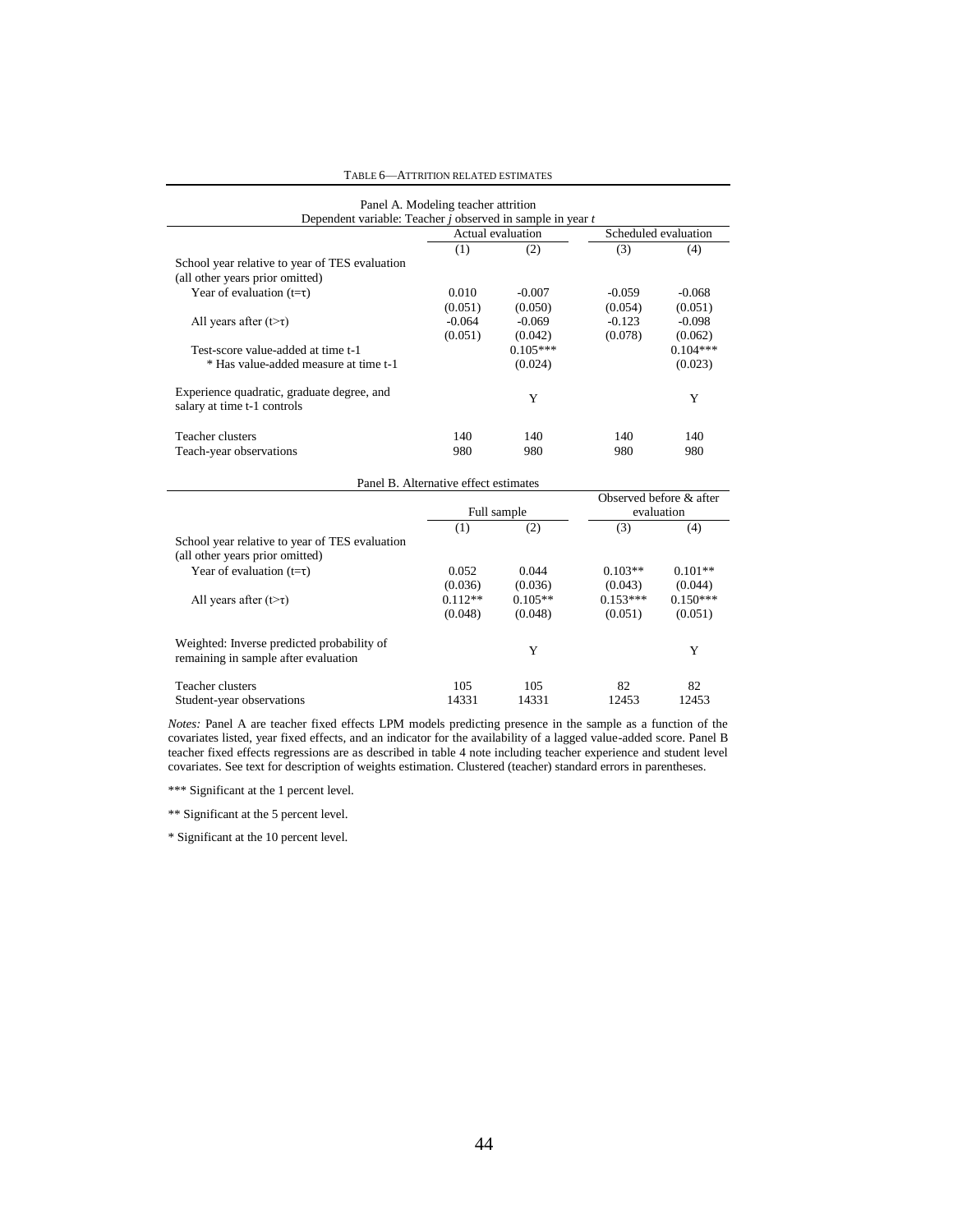TABLE 6—ATTRITION RELATED ESTIMATES

Panel A. Modeling teacher attrition
Dependent variable: Teacher *j* observed in sample in year *t*

| | Actual evaluation | | Scheduled evaluation | |
|---|---|---|---|---|
| | (1) | (2) | (3) | (4) |
| School year relative to year of TES evaluation (all other years prior omitted) | | | | |
| Year of evaluation ($t=\tau$) | 0.010 | -0.007 | -0.059 | -0.068 |
| | (0.051) | (0.050) | (0.054) | (0.051) |
| All years after ($t>\tau$) | -0.064 | -0.069 | -0.123 | -0.098 |
| | (0.051) | (0.042) | (0.078) | (0.062) |
| Test-score value-added at time t-1 * Has value-added measure at time t-1 | | 0.105*** | | 0.104*** |
| | | (0.024) | | (0.023) |
| Experience quadratic, graduate degree, and salary at time t-1 controls | | Y | | Y |
| Teacher clusters | 140 | 140 | 140 | 140 |
| Teach-year observations | 980 | 980 | 980 | 980 |

Panel B. Alternative effect estimates

| | Full sample | | Observed before & after evaluation | |
|---|---|---|---|---|
| | (1) | (2) | (3) | (4) |
| School year relative to year of TES evaluation (all other years prior omitted) | | | | |
| Year of evaluation ($t=\tau$) | 0.052 | 0.044 | 0.103** | 0.101** |
| | (0.036) | (0.036) | (0.043) | (0.044) |
| All years after ($t>\tau$) | 0.112** | 0.105** | 0.153*** | 0.150*** |
| | (0.048) | (0.048) | (0.051) | (0.051) |
| Weighted: Inverse predicted probability of remaining in sample after evaluation | | Y | | Y |
| Teacher clusters | 105 | 105 | 82 | 82 |
| Student-year observations | 14331 | 14331 | 12453 | 12453 |

*Notes:* Panel A are teacher fixed effects LPM models predicting presence in the sample as a function of the covariates listed, year fixed effects, and an indicator for the availability of a lagged value-added score. Panel B teacher fixed effects regressions are as described in table 4 note including teacher experience and student level covariates. See text for description of weights estimation. Clustered (teacher) standard errors in parentheses.

*** Significant at the 1 percent level.

** Significant at the 5 percent level.

* Significant at the 10 percent level.